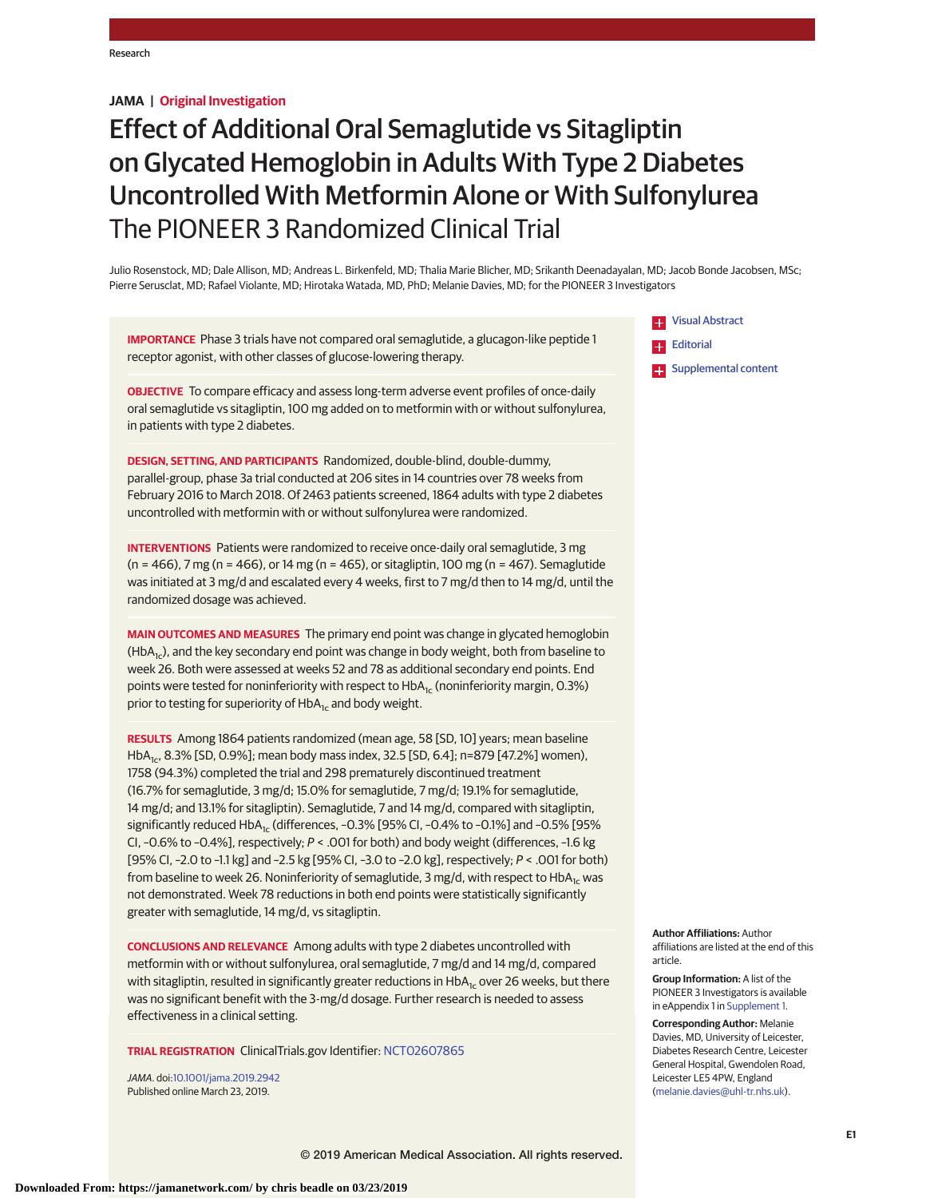JAMA | Original Investigation

# Effect of Additional Oral Semaglutide vs Sitagliptin on Glycated Hemoglobin in Adults With Type 2 Diabetes Uncontrolled With Metformin Alone or With Sulfonylurea
## The PIONEER 3 Randomized Clinical Trial

Julio Rosenstock, MD; Dale Allison, MD; Andreas L. Birkenfeld, MD; Thalia Marie Blicher, MD; Srikanth Deenadayalan, MD; Jacob Bonde Jacobsen, MSc; Pierre Serusclat, MD; Rafael Violante, MD; Hirotaka Watada, MD, PhD; Melanie Davies, MD; for the PIONEER 3 Investigators

**IMPORTANCE** Phase 3 trials have not compared oral semaglutide, a glucagon-like peptide 1 receptor agonist, with other classes of glucose-lowering therapy.

**OBJECTIVE** To compare efficacy and assess long-term adverse event profiles of once-daily oral semaglutide vs sitagliptin, 100 mg added on to metformin with or without sulfonylurea, in patients with type 2 diabetes.

**DESIGN, SETTING, AND PARTICIPANTS** Randomized, double-blind, double-dummy, parallel-group, phase 3a trial conducted at 206 sites in 14 countries over 78 weeks from February 2016 to March 2018. Of 2463 patients screened, 1864 adults with type 2 diabetes uncontrolled with metformin with or without sulfonylurea were randomized.

**INTERVENTIONS** Patients were randomized to receive once-daily oral semaglutide, 3 mg (n = 466), 7 mg (n = 466), or 14 mg (n = 465), or sitagliptin, 100 mg (n = 467). Semaglutide was initiated at 3 mg/d and escalated every 4 weeks, first to 7 mg/d then to 14 mg/d, until the randomized dosage was achieved.

**MAIN OUTCOMES AND MEASURES** The primary end point was change in glycated hemoglobin ($HbA_{1c}$), and the key secondary end point was change in body weight, both from baseline to week 26. Both were assessed at weeks 52 and 78 as additional secondary end points. End points were tested for noninferiority with respect to $HbA_{1c}$ (noninferiority margin, 0.3%) prior to testing for superiority of $HbA_{1c}$ and body weight.

**RESULTS** Among 1864 patients randomized (mean age, 58 [SD, 10] years; mean baseline $HbA_{1c}$, 8.3% [SD, 0.9%]; mean body mass index, 32.5 [SD, 6.4]; n=879 [47.2%] women), 1758 (94.3%) completed the trial and 298 prematurely discontinued treatment (16.7% for semaglutide, 3 mg/d; 15.0% for semaglutide, 7 mg/d; 19.1% for semaglutide, 14 mg/d; and 13.1% for sitagliptin). Semaglutide, 7 and 14 mg/d, compared with sitagliptin, significantly reduced $HbA_{1c}$ (differences, −0.3% [95% CI, −0.4% to −0.1%] and −0.5% [95% CI, −0.6% to −0.4%], respectively; $P < .001$ for both) and body weight (differences, −1.6 kg [95% CI, −2.0 to −1.1 kg] and −2.5 kg [95% CI, −3.0 to −2.0 kg], respectively; $P < .001$ for both) from baseline to week 26. Noninferiority of semaglutide, 3 mg/d, with respect to $HbA_{1c}$ was not demonstrated. Week 78 reductions in both end points were statistically significantly greater with semaglutide, 14 mg/d, vs sitagliptin.

**CONCLUSIONS AND RELEVANCE** Among adults with type 2 diabetes uncontrolled with metformin with or without sulfonylurea, oral semaglutide, 7 mg/d and 14 mg/d, compared with sitagliptin, resulted in significantly greater reductions in $HbA_{1c}$ over 26 weeks, but there was no significant benefit with the 3-mg/d dosage. Further research is needed to assess effectiveness in a clinical setting.

**TRIAL REGISTRATION** ClinicalTrials.gov Identifier: NCT02607865

*JAMA*. doi:10.1001/jama.2019.2942
Published online March 23, 2019.

Visual Abstract
Editorial
Supplemental content

**Author Affiliations:** Author affiliations are listed at the end of this article.

**Group Information:** A list of the PIONEER 3 Investigators is available in eAppendix 1 in Supplement 1.

**Corresponding Author:** Melanie Davies, MD, University of Leicester, Diabetes Research Centre, Leicester General Hospital, Gwendolen Road, Leicester LE5 4PW, England (melanie.davies@uhl-tr.nhs.uk).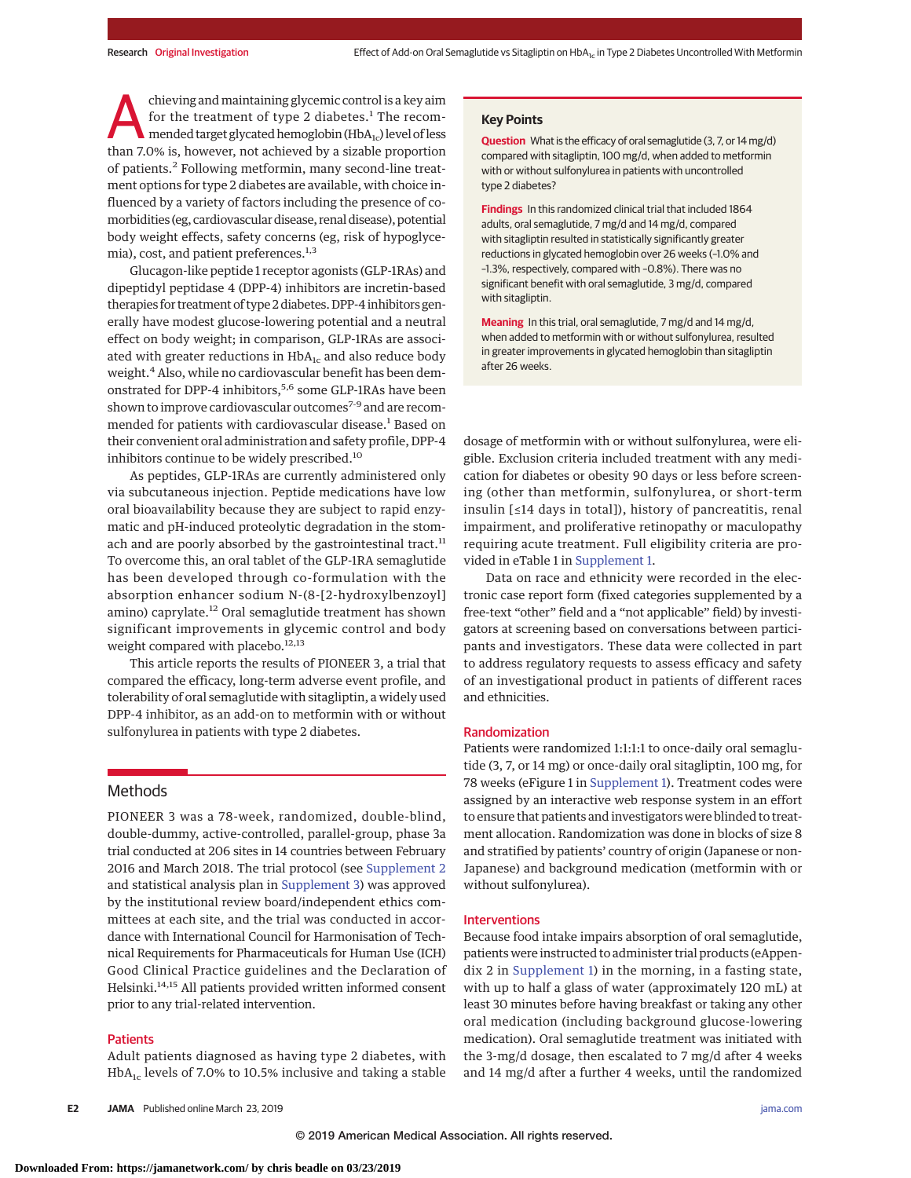Achieving and maintaining glycemic control is a key aim for the treatment of type 2 diabetes.[1] The recommended target glycated hemoglobin ($HbA_{1c}$) level of less than 7.0% is, however, not achieved by a sizable proportion of patients.[2] Following metformin, many second-line treatment options for type 2 diabetes are available, with choice influenced by a variety of factors including the presence of comorbidities (eg, cardiovascular disease, renal disease), potential body weight effects, safety concerns (eg, risk of hypoglycemia), cost, and patient preferences.[1,3]

Glucagon-like peptide 1 receptor agonists (GLP-1RAs) and dipeptidyl peptidase 4 (DPP-4) inhibitors are incretin-based therapies for treatment of type 2 diabetes. DPP-4 inhibitors generally have modest glucose-lowering potential and a neutral effect on body weight; in comparison, GLP-1RAs are associated with greater reductions in $HbA_{1c}$ and also reduce body weight.[4] Also, while no cardiovascular benefit has been demonstrated for DPP-4 inhibitors,[5,6] some GLP-1RAs have been shown to improve cardiovascular outcomes[7-9] and are recommended for patients with cardiovascular disease.[1] Based on their convenient oral administration and safety profile, DPP-4 inhibitors continue to be widely prescribed.[10]

As peptides, GLP-1RAs are currently administered only via subcutaneous injection. Peptide medications have low oral bioavailability because they are subject to rapid enzymatic and pH-induced proteolytic degradation in the stomach and are poorly absorbed by the gastrointestinal tract.[11] To overcome this, an oral tablet of the GLP-1RA semaglutide has been developed through co-formulation with the absorption enhancer sodium N-(8-[2-hydroxylbenzoyl] amino) caprylate.[12] Oral semaglutide treatment has shown significant improvements in glycemic control and body weight compared with placebo.[12,13]

This article reports the results of PIONEER 3, a trial that compared the efficacy, long-term adverse event profile, and tolerability of oral semaglutide with sitagliptin, a widely used DPP-4 inhibitor, as an add-on to metformin with or without sulfonylurea in patients with type 2 diabetes.

> **Key Points**
>
> **Question** What is the efficacy of oral semaglutide (3, 7, or 14 mg/d) compared with sitagliptin, 100 mg/d, when added to metformin with or without sulfonylurea in patients with uncontrolled type 2 diabetes?
>
> **Findings** In this randomized clinical trial that included 1864 adults, oral semaglutide, 7 mg/d and 14 mg/d, compared with sitagliptin resulted in statistically significantly greater reductions in glycated hemoglobin over 26 weeks (−1.0% and −1.3%, respectively, compared with −0.8%). There was no significant benefit with oral semaglutide, 3 mg/d, compared with sitagliptin.
>
> **Meaning** In this trial, oral semaglutide, 7 mg/d and 14 mg/d, when added to metformin with or without sulfonylurea, resulted in greater improvements in glycated hemoglobin than sitagliptin after 26 weeks.

## Methods

PIONEER 3 was a 78-week, randomized, double-blind, double-dummy, active-controlled, parallel-group, phase 3a trial conducted at 206 sites in 14 countries between February 2016 and March 2018. The trial protocol (see Supplement 2 and statistical analysis plan in Supplement 3) was approved by the institutional review board/independent ethics committees at each site, and the trial was conducted in accordance with International Council for Harmonisation of Technical Requirements for Pharmaceuticals for Human Use (ICH) Good Clinical Practice guidelines and the Declaration of Helsinki.[14,15] All patients provided written informed consent prior to any trial-related intervention.

### Patients

Adult patients diagnosed as having type 2 diabetes, with $HbA_{1c}$ levels of 7.0% to 10.5% inclusive and taking a stable dosage of metformin with or without sulfonylurea, were eligible. Exclusion criteria included treatment with any medication for diabetes or obesity 90 days or less before screening (other than metformin, sulfonylurea, or short-term insulin [≤14 days in total]), history of pancreatitis, renal impairment, and proliferative retinopathy or maculopathy requiring acute treatment. Full eligibility criteria are provided in eTable 1 in Supplement 1.

Data on race and ethnicity were recorded in the electronic case report form (fixed categories supplemented by a free-text "other" field and a "not applicable" field) by investigators at screening based on conversations between participants and investigators. These data were collected in part to address regulatory requests to assess efficacy and safety of an investigational product in patients of different races and ethnicities.

### Randomization

Patients were randomized 1:1:1:1 to once-daily oral semaglutide (3, 7, or 14 mg) or once-daily oral sitagliptin, 100 mg, for 78 weeks (eFigure 1 in Supplement 1). Treatment codes were assigned by an interactive web response system in an effort to ensure that patients and investigators were blinded to treatment allocation. Randomization was done in blocks of size 8 and stratified by patients' country of origin (Japanese or non-Japanese) and background medication (metformin with or without sulfonylurea).

### Interventions

Because food intake impairs absorption of oral semaglutide, patients were instructed to administer trial products (eAppendix 2 in Supplement 1) in the morning, in a fasting state, with up to half a glass of water (approximately 120 mL) at least 30 minutes before having breakfast or taking any other oral medication (including background glucose-lowering medication). Oral semaglutide treatment was initiated with the 3-mg/d dosage, then escalated to 7 mg/d after 4 weeks and 14 mg/d after a further 4 weeks, until the randomized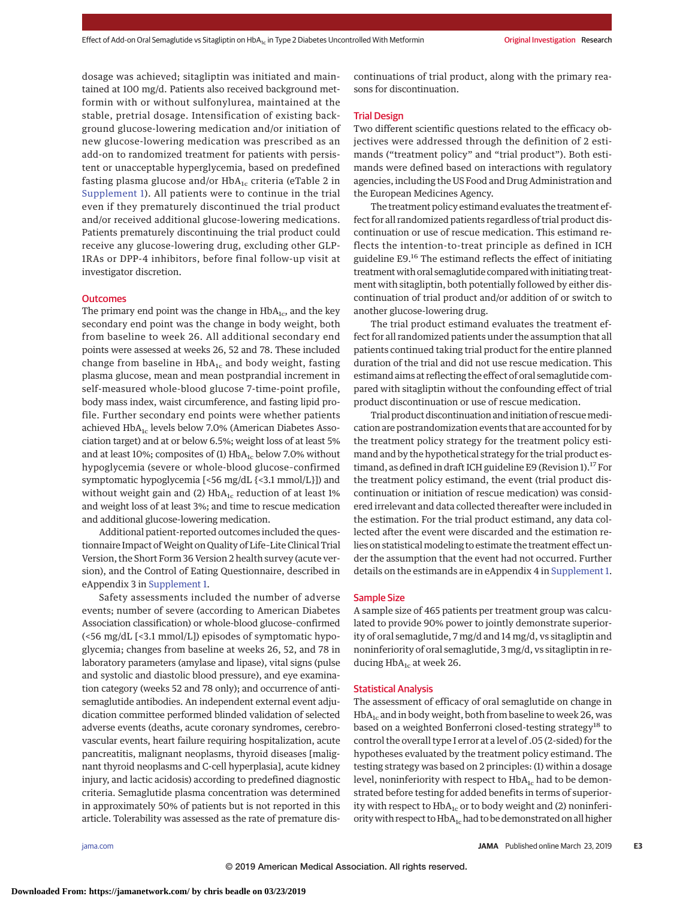dosage was achieved; sitagliptin was initiated and maintained at 100 mg/d. Patients also received background metformin with or without sulfonylurea, maintained at the stable, pretrial dosage. Intensification of existing background glucose-lowering medication and/or initiation of new glucose-lowering medication was prescribed as an add-on to randomized treatment for patients with persistent or unacceptable hyperglycemia, based on predefined fasting plasma glucose and/or $HbA_{1c}$ criteria (eTable 2 in Supplement 1). All patients were to continue in the trial even if they prematurely discontinued the trial product and/or received additional glucose-lowering medications. Patients prematurely discontinuing the trial product could receive any glucose-lowering drug, excluding other GLP-1RAs or DPP-4 inhibitors, before final follow-up visit at investigator discretion.

## Outcomes

The primary end point was the change in $HbA_{1c}$, and the key secondary end point was the change in body weight, both from baseline to week 26. All additional secondary end points were assessed at weeks 26, 52 and 78. These included change from baseline in $HbA_{1c}$ and body weight, fasting plasma glucose, mean and mean postprandial increment in self-measured whole-blood glucose 7-time-point profile, body mass index, waist circumference, and fasting lipid profile. Further secondary end points were whether patients achieved $HbA_{1c}$ levels below 7.0% (American Diabetes Association target) and at or below 6.5%; weight loss of at least 5% and at least 10%; composites of (1) $HbA_{1c}$ below 7.0% without hypoglycemia (severe or whole-blood glucose–confirmed symptomatic hypoglycemia [<56 mg/dL {<3.1 mmol/L}]) and without weight gain and (2) $HbA_{1c}$ reduction of at least 1% and weight loss of at least 3%; and time to rescue medication and additional glucose-lowering medication.

Additional patient-reported outcomes included the questionnaire Impact of Weight on Quality of Life–Lite Clinical Trial Version, the Short Form 36 Version 2 health survey (acute version), and the Control of Eating Questionnaire, described in eAppendix 3 in Supplement 1.

Safety assessments included the number of adverse events; number of severe (according to American Diabetes Association classification) or whole-blood glucose–confirmed (<56 mg/dL [<3.1 mmol/L]) episodes of symptomatic hypoglycemia; changes from baseline at weeks 26, 52, and 78 in laboratory parameters (amylase and lipase), vital signs (pulse and systolic and diastolic blood pressure), and eye examination category (weeks 52 and 78 only); and occurrence of anti-semaglutide antibodies. An independent external event adjudication committee performed blinded validation of selected adverse events (deaths, acute coronary syndromes, cerebrovascular events, heart failure requiring hospitalization, acute pancreatitis, malignant neoplasms, thyroid diseases [malignant thyroid neoplasms and C-cell hyperplasia], acute kidney injury, and lactic acidosis) according to predefined diagnostic criteria. Semaglutide plasma concentration was determined in approximately 50% of patients but is not reported in this article. Tolerability was assessed as the rate of premature discontinuations of trial product, along with the primary reasons for discontinuation.

## Trial Design

Two different scientific questions related to the efficacy objectives were addressed through the definition of 2 estimands ("treatment policy" and "trial product"). Both estimands were defined based on interactions with regulatory agencies, including the US Food and Drug Administration and the European Medicines Agency.

The treatment policy estimand evaluates the treatment effect for all randomized patients regardless of trial product discontinuation or use of rescue medication. This estimand reflects the intention-to-treat principle as defined in ICH guideline E9.[16] The estimand reflects the effect of initiating treatment with oral semaglutide compared with initiating treatment with sitagliptin, both potentially followed by either discontinuation of trial product and/or addition of or switch to another glucose-lowering drug.

The trial product estimand evaluates the treatment effect for all randomized patients under the assumption that all patients continued taking trial product for the entire planned duration of the trial and did not use rescue medication. This estimand aims at reflecting the effect of oral semaglutide compared with sitagliptin without the confounding effect of trial product discontinuation or use of rescue medication.

Trial product discontinuation and initiation of rescue medication are postrandomization events that are accounted for by the treatment policy strategy for the treatment policy estimand and by the hypothetical strategy for the trial product estimand, as defined in draft ICH guideline E9 (Revision 1).[17] For the treatment policy estimand, the event (trial product discontinuation or initiation of rescue medication) was considered irrelevant and data collected thereafter were included in the estimation. For the trial product estimand, any data collected after the event were discarded and the estimation relies on statistical modeling to estimate the treatment effect under the assumption that the event had not occurred. Further details on the estimands are in eAppendix 4 in Supplement 1.

## Sample Size

A sample size of 465 patients per treatment group was calculated to provide 90% power to jointly demonstrate superiority of oral semaglutide, 7 mg/d and 14 mg/d, vs sitagliptin and noninferiority of oral semaglutide, 3 mg/d, vs sitagliptin in reducing $HbA_{1c}$ at week 26.

## Statistical Analysis

The assessment of efficacy of oral semaglutide on change in $HbA_{1c}$ and in body weight, both from baseline to week 26, was based on a weighted Bonferroni closed-testing strategy[18] to control the overall type I error at a level of .05 (2-sided) for the hypotheses evaluated by the treatment policy estimand. The testing strategy was based on 2 principles: (1) within a dosage level, noninferiority with respect to $HbA_{1c}$ had to be demonstrated before testing for added benefits in terms of superiority with respect to $HbA_{1c}$ or to body weight and (2) noninferiority with respect to $HbA_{1c}$ had to be demonstrated on all higher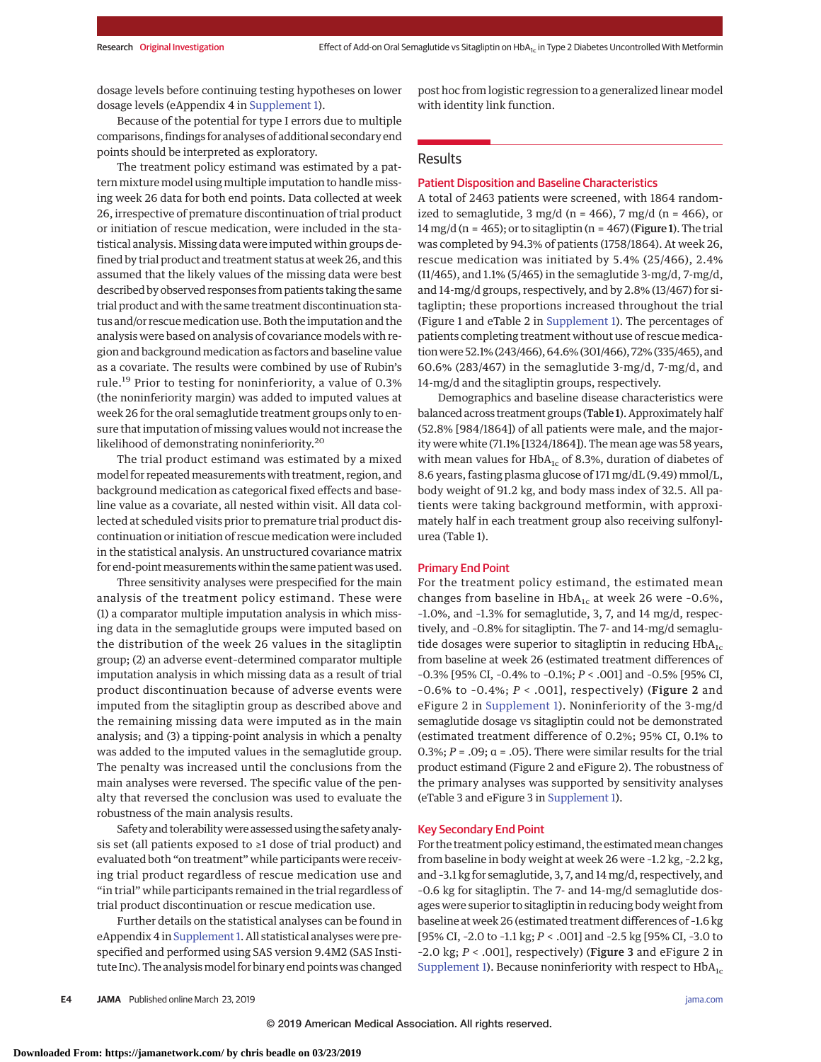dosage levels before continuing testing hypotheses on lower dosage levels (eAppendix 4 in Supplement 1).

Because of the potential for type I errors due to multiple comparisons, findings for analyses of additional secondary end points should be interpreted as exploratory.

The treatment policy estimand was estimated by a pattern mixture model using multiple imputation to handle missing week 26 data for both end points. Data collected at week 26, irrespective of premature discontinuation of trial product or initiation of rescue medication, were included in the statistical analysis. Missing data were imputed within groups defined by trial product and treatment status at week 26, and this assumed that the likely values of the missing data were best described by observed responses from patients taking the same trial product and with the same treatment discontinuation status and/or rescue medication use. Both the imputation and the analysis were based on analysis of covariance models with region and background medication as factors and baseline value as a covariate. The results were combined by use of Rubin's rule.[19] Prior to testing for noninferiority, a value of 0.3% (the noninferiority margin) was added to imputed values at week 26 for the oral semaglutide treatment groups only to ensure that imputation of missing values would not increase the likelihood of demonstrating noninferiority.[20]

The trial product estimand was estimated by a mixed model for repeated measurements with treatment, region, and background medication as categorical fixed effects and baseline value as a covariate, all nested within visit. All data collected at scheduled visits prior to premature trial product discontinuation or initiation of rescue medication were included in the statistical analysis. An unstructured covariance matrix for end-point measurements within the same patient was used.

Three sensitivity analyses were prespecified for the main analysis of the treatment policy estimand. These were (1) a comparator multiple imputation analysis in which missing data in the semaglutide groups were imputed based on the distribution of the week 26 values in the sitagliptin group; (2) an adverse event–determined comparator multiple imputation analysis in which missing data as a result of trial product discontinuation because of adverse events were imputed from the sitagliptin group as described above and the remaining missing data were imputed as in the main analysis; and (3) a tipping-point analysis in which a penalty was added to the imputed values in the semaglutide group. The penalty was increased until the conclusions from the main analyses were reversed. The specific value of the penalty that reversed the conclusion was used to evaluate the robustness of the main analysis results.

Safety and tolerability were assessed using the safety analysis set (all patients exposed to ≥1 dose of trial product) and evaluated both "on treatment" while participants were receiving trial product regardless of rescue medication use and "in trial" while participants remained in the trial regardless of trial product discontinuation or rescue medication use.

Further details on the statistical analyses can be found in eAppendix 4 in Supplement 1. All statistical analyses were prespecified and performed using SAS version 9.4M2 (SAS Institute Inc). The analysis model for binary end points was changed post hoc from logistic regression to a generalized linear model with identity link function.

## Results

### Patient Disposition and Baseline Characteristics

A total of 2463 patients were screened, with 1864 randomized to semaglutide, 3 mg/d (n = 466), 7 mg/d (n = 466), or 14 mg/d (n = 465); or to sitagliptin (n = 467) (**Figure 1**). The trial was completed by 94.3% of patients (1758/1864). At week 26, rescue medication was initiated by 5.4% (25/466), 2.4% (11/465), and 1.1% (5/465) in the semaglutide 3-mg/d, 7-mg/d, and 14-mg/d groups, respectively, and by 2.8% (13/467) for sitagliptin; these proportions increased throughout the trial (Figure 1 and eTable 2 in Supplement 1). The percentages of patients completing treatment without use of rescue medication were 52.1% (243/466), 64.6% (301/466), 72% (335/465), and 60.6% (283/467) in the semaglutide 3-mg/d, 7-mg/d, and 14-mg/d and the sitagliptin groups, respectively.

Demographics and baseline disease characteristics were balanced across treatment groups (**Table 1**). Approximately half (52.8% [984/1864]) of all patients were male, and the majority were white (71.1% [1324/1864]). The mean age was 58 years, with mean values for $HbA_{1c}$ of 8.3%, duration of diabetes of 8.6 years, fasting plasma glucose of 171 mg/dL (9.49) mmol/L, body weight of 91.2 kg, and body mass index of 32.5. All patients were taking background metformin, with approximately half in each treatment group also receiving sulfonylurea (Table 1).

### Primary End Point

For the treatment policy estimand, the estimated mean changes from baseline in $HbA_{1c}$ at week 26 were −0.6%, −1.0%, and −1.3% for semaglutide, 3, 7, and 14 mg/d, respectively, and −0.8% for sitagliptin. The 7- and 14-mg/d semaglutide dosages were superior to sitagliptin in reducing $HbA_{1c}$ from baseline at week 26 (estimated treatment differences of −0.3% [95% CI, −0.4% to −0.1%; $P < .001$] and −0.5% [95% CI, −0.6% to −0.4%; $P < .001$], respectively) (**Figure 2** and eFigure 2 in Supplement 1). Noninferiority of the 3-mg/d semaglutide dosage vs sitagliptin could not be demonstrated (estimated treatment difference of 0.2%; 95% CI, 0.1% to 0.3%; $P = .09$; $\alpha = .05$). There were similar results for the trial product estimand (Figure 2 and eFigure 2). The robustness of the primary analyses was supported by sensitivity analyses (eTable 3 and eFigure 3 in Supplement 1).

### Key Secondary End Point

For the treatment policy estimand, the estimated mean changes from baseline in body weight at week 26 were −1.2 kg, −2.2 kg, and −3.1 kg for semaglutide, 3, 7, and 14 mg/d, respectively, and −0.6 kg for sitagliptin. The 7- and 14-mg/d semaglutide dosages were superior to sitagliptin in reducing body weight from baseline at week 26 (estimated treatment differences of −1.6 kg [95% CI, −2.0 to −1.1 kg; $P < .001$] and −2.5 kg [95% CI, −3.0 to −2.0 kg; $P < .001$], respectively) (**Figure 3** and eFigure 2 in Supplement 1). Because noninferiority with respect to $HbA_{1c}$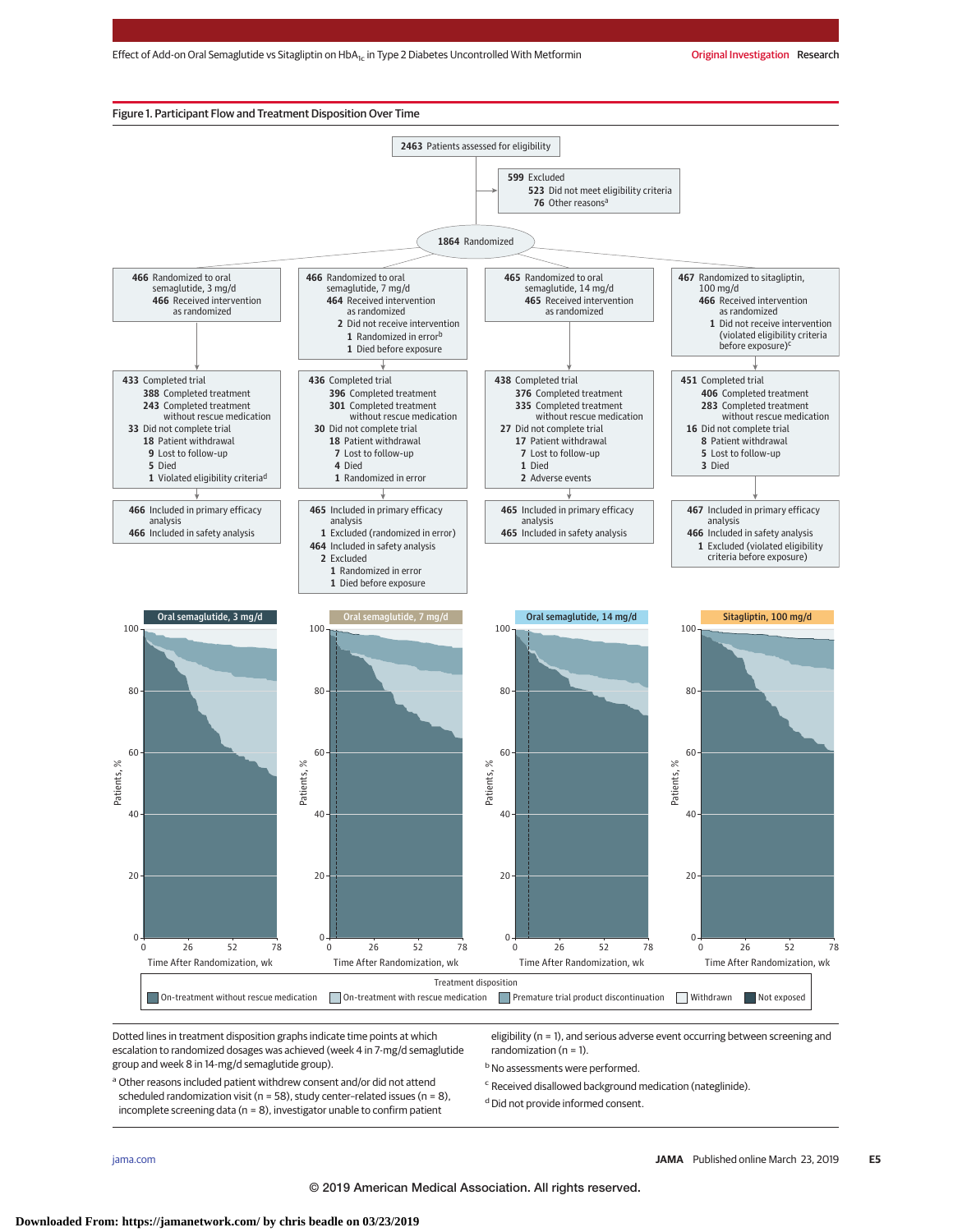## Figure 1. Participant Flow and Treatment Disposition Over Time

**2463** Patients assessed for eligibility

**599** Excluded
- **523** Did not meet eligibility criteria
- **76** Other reasons[a]

**1864** Randomized

| | | | |
|---|---|---|---|
| **466** Randomized to oral semaglutide, 3 mg/d<br>**466** Received intervention as randomized | **466** Randomized to oral semaglutide, 7 mg/d<br>**464** Received intervention as randomized<br>**2** Did not receive intervention<br>**1** Randomized in error[b]<br>**1** Died before exposure | **465** Randomized to oral semaglutide, 14 mg/d<br>**465** Received intervention as randomized | **467** Randomized to sitagliptin, 100 mg/d<br>**466** Received intervention as randomized<br>**1** Did not receive intervention (violated eligibility criteria before exposure)[c] |
| **433** Completed trial<br>**388** Completed treatment<br>**243** Completed treatment without rescue medication<br>**33** Did not complete trial<br>**18** Patient withdrawal<br>**9** Lost to follow-up<br>**5** Died<br>**1** Violated eligibility criteria[d] | **436** Completed trial<br>**396** Completed treatment<br>**301** Completed treatment without rescue medication<br>**30** Did not complete trial<br>**18** Patient withdrawal<br>**7** Lost to follow-up<br>**4** Died<br>**1** Randomized in error | **438** Completed trial<br>**376** Completed treatment<br>**335** Completed treatment without rescue medication<br>**27** Did not complete trial<br>**17** Patient withdrawal<br>**7** Lost to follow-up<br>**1** Died<br>**2** Adverse events | **451** Completed trial<br>**406** Completed treatment<br>**283** Completed treatment without rescue medication<br>**16** Did not complete trial<br>**8** Patient withdrawal<br>**5** Lost to follow-up<br>**3** Died |
| **466** Included in primary efficacy analysis<br>**466** Included in safety analysis | **465** Included in primary efficacy analysis<br>**1** Excluded (randomized in error)<br>**464** Included in safety analysis<br>**2** Excluded<br>**1** Randomized in error<br>**1** Died before exposure | **465** Included in primary efficacy analysis<br>**465** Included in safety analysis | **467** Included in primary efficacy analysis<br>**466** Included in safety analysis<br>**1** Excluded (violated eligibility criteria before exposure) |

Treatment disposition graphs (Patients, % vs Time After Randomization, wk): Oral semaglutide, 3 mg/d; Oral semaglutide, 7 mg/d; Oral semaglutide, 14 mg/d; Sitagliptin, 100 mg/d.

Treatment disposition: On-treatment without rescue medication; On-treatment with rescue medication; Premature trial product discontinuation; Withdrawn; Not exposed

Dotted lines in treatment disposition graphs indicate time points at which escalation to randomized dosages was achieved (week 4 in 7-mg/d semaglutide group and week 8 in 14-mg/d semaglutide group).

[a] Other reasons included patient withdrew consent and/or did not attend scheduled randomization visit (n = 58), study center–related issues (n = 8), incomplete screening data (n = 8), investigator unable to confirm patient eligibility (n = 1), and serious adverse event occurring between screening and randomization (n = 1).

[b] No assessments were performed.

[c] Received disallowed background medication (nateglinide).

[d] Did not provide informed consent.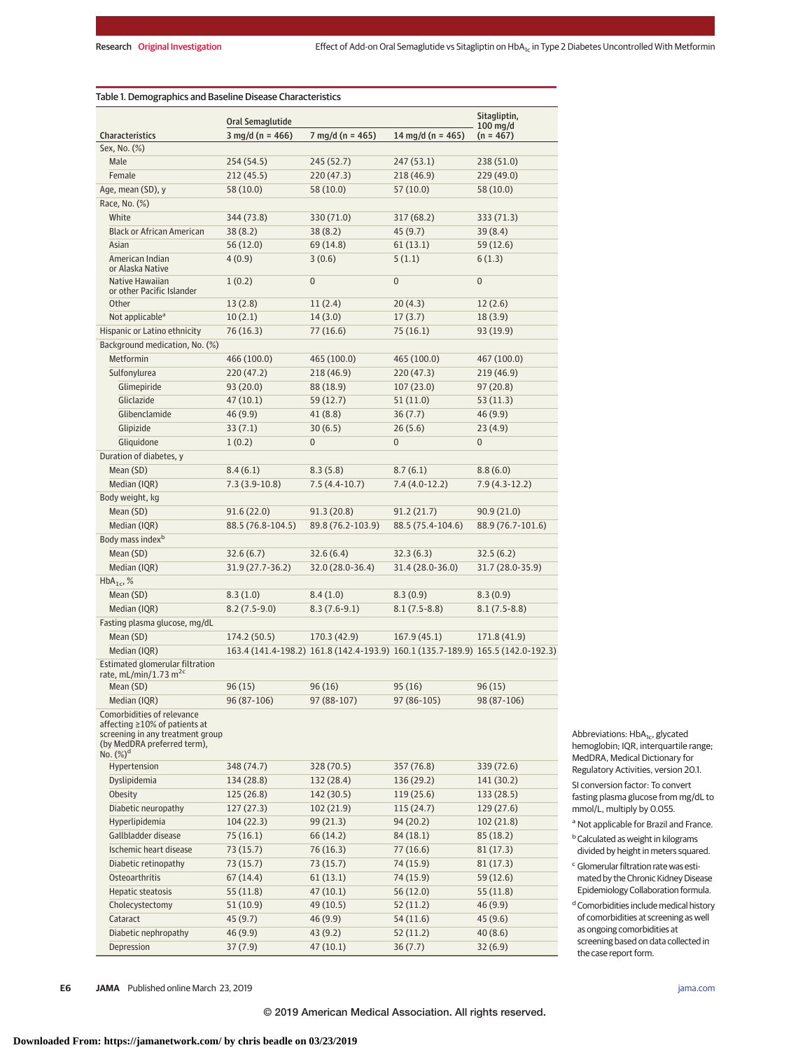Table 1. Demographics and Baseline Disease Characteristics

| Characteristics | Oral Semaglutide 3 mg/d (n = 466) | 7 mg/d (n = 465) | 14 mg/d (n = 465) | Sitagliptin, 100 mg/d (n = 467) |
|---|---|---|---|---|
| Sex, No. (%) | | | | |
| Male | 254 (54.5) | 245 (52.7) | 247 (53.1) | 238 (51.0) |
| Female | 212 (45.5) | 220 (47.3) | 218 (46.9) | 229 (49.0) |
| Age, mean (SD), y | 58 (10.0) | 58 (10.0) | 57 (10.0) | 58 (10.0) |
| Race, No. (%) | | | | |
| White | 344 (73.8) | 330 (71.0) | 317 (68.2) | 333 (71.3) |
| Black or African American | 38 (8.2) | 38 (8.2) | 45 (9.7) | 39 (8.4) |
| Asian | 56 (12.0) | 69 (14.8) | 61 (13.1) | 59 (12.6) |
| American Indian or Alaska Native | 4 (0.9) | 3 (0.6) | 5 (1.1) | 6 (1.3) |
| Native Hawaiian or other Pacific Islander | 1 (0.2) | 0 | 0 | 0 |
| Other | 13 (2.8) | 11 (2.4) | 20 (4.3) | 12 (2.6) |
| Not applicable[a] | 10 (2.1) | 14 (3.0) | 17 (3.7) | 18 (3.9) |
| Hispanic or Latino ethnicity | 76 (16.3) | 77 (16.6) | 75 (16.1) | 93 (19.9) |
| Background medication, No. (%) | | | | |
| Metformin | 466 (100.0) | 465 (100.0) | 465 (100.0) | 467 (100.0) |
| Sulfonylurea | 220 (47.2) | 218 (46.9) | 220 (47.3) | 219 (46.9) |
| Glimepiride | 93 (20.0) | 88 (18.9) | 107 (23.0) | 97 (20.8) |
| Gliclazide | 47 (10.1) | 59 (12.7) | 51 (11.0) | 53 (11.3) |
| Glibenclamide | 46 (9.9) | 41 (8.8) | 36 (7.7) | 46 (9.9) |
| Glipizide | 33 (7.1) | 30 (6.5) | 26 (5.6) | 23 (4.9) |
| Gliquidone | 1 (0.2) | 0 | 0 | 0 |
| Duration of diabetes, y | | | | |
| Mean (SD) | 8.4 (6.1) | 8.3 (5.8) | 8.7 (6.1) | 8.8 (6.0) |
| Median (IQR) | 7.3 (3.9-10.8) | 7.5 (4.4-10.7) | 7.4 (4.0-12.2) | 7.9 (4.3-12.2) |
| Body weight, kg | | | | |
| Mean (SD) | 91.6 (22.0) | 91.3 (20.8) | 91.2 (21.7) | 90.9 (21.0) |
| Median (IQR) | 88.5 (76.8-104.5) | 89.8 (76.2-103.9) | 88.5 (75.4-104.6) | 88.9 (76.7-101.6) |
| Body mass index[b] | | | | |
| Mean (SD) | 32.6 (6.7) | 32.6 (6.4) | 32.3 (6.3) | 32.5 (6.2) |
| Median (IQR) | 31.9 (27.7-36.2) | 32.0 (28.0-36.4) | 31.4 (28.0-36.0) | 31.7 (28.0-35.9) |
| $HbA_{1c}$, % | | | | |
| Mean (SD) | 8.3 (1.0) | 8.4 (1.0) | 8.3 (0.9) | 8.3 (0.9) |
| Median (IQR) | 8.2 (7.5-9.0) | 8.3 (7.6-9.1) | 8.1 (7.5-8.8) | 8.1 (7.5-8.8) |
| Fasting plasma glucose, mg/dL | | | | |
| Mean (SD) | 174.2 (50.5) | 170.3 (42.9) | 167.9 (45.1) | 171.8 (41.9) |
| Median (IQR) | 163.4 (141.4-198.2) | 161.8 (142.4-193.9) | 160.1 (135.7-189.9) | 165.5 (142.0-192.3) |
| Estimated glomerular filtration rate, mL/min/1.73 $m^2$[c] | | | | |
| Mean (SD) | 96 (15) | 96 (16) | 95 (16) | 96 (15) |
| Median (IQR) | 96 (87-106) | 97 (88-107) | 97 (86-105) | 98 (87-106) |
| Comorbidities of relevance affecting ≥10% of patients at screening in any treatment group (by MedDRA preferred term), No. (%)[d] | | | | |
| Hypertension | 348 (74.7) | 328 (70.5) | 357 (76.8) | 339 (72.6) |
| Dyslipidemia | 134 (28.8) | 132 (28.4) | 136 (29.2) | 141 (30.2) |
| Obesity | 125 (26.8) | 142 (30.5) | 119 (25.6) | 133 (28.5) |
| Diabetic neuropathy | 127 (27.3) | 102 (21.9) | 115 (24.7) | 129 (27.6) |
| Hyperlipidemia | 104 (22.3) | 99 (21.3) | 94 (20.2) | 102 (21.8) |
| Gallbladder disease | 75 (16.1) | 66 (14.2) | 84 (18.1) | 85 (18.2) |
| Ischemic heart disease | 73 (15.7) | 76 (16.3) | 77 (16.6) | 81 (17.3) |
| Diabetic retinopathy | 73 (15.7) | 73 (15.7) | 74 (15.9) | 81 (17.3) |
| Osteoarthritis | 67 (14.4) | 61 (13.1) | 74 (15.9) | 59 (12.6) |
| Hepatic steatosis | 55 (11.8) | 47 (10.1) | 56 (12.0) | 55 (11.8) |
| Cholecystectomy | 51 (10.9) | 49 (10.5) | 52 (11.2) | 46 (9.9) |
| Cataract | 45 (9.7) | 46 (9.9) | 54 (11.6) | 45 (9.6) |
| Diabetic nephropathy | 46 (9.9) | 43 (9.2) | 52 (11.2) | 40 (8.6) |
| Depression | 37 (7.9) | 47 (10.1) | 36 (7.7) | 32 (6.9) |

Abbreviations: $HbA_{1c}$, glycated hemoglobin; IQR, interquartile range; MedDRA, Medical Dictionary for Regulatory Activities, version 20.1.

SI conversion factor: To convert fasting plasma glucose from mg/dL to mmol/L, multiply by 0.055.

[a] Not applicable for Brazil and France.

[b] Calculated as weight in kilograms divided by height in meters squared.

[c] Glomerular filtration rate was estimated by the Chronic Kidney Disease Epidemiology Collaboration formula.

[d] Comorbidities include medical history of comorbidities at screening as well as ongoing comorbidities at screening based on data collected in the case report form.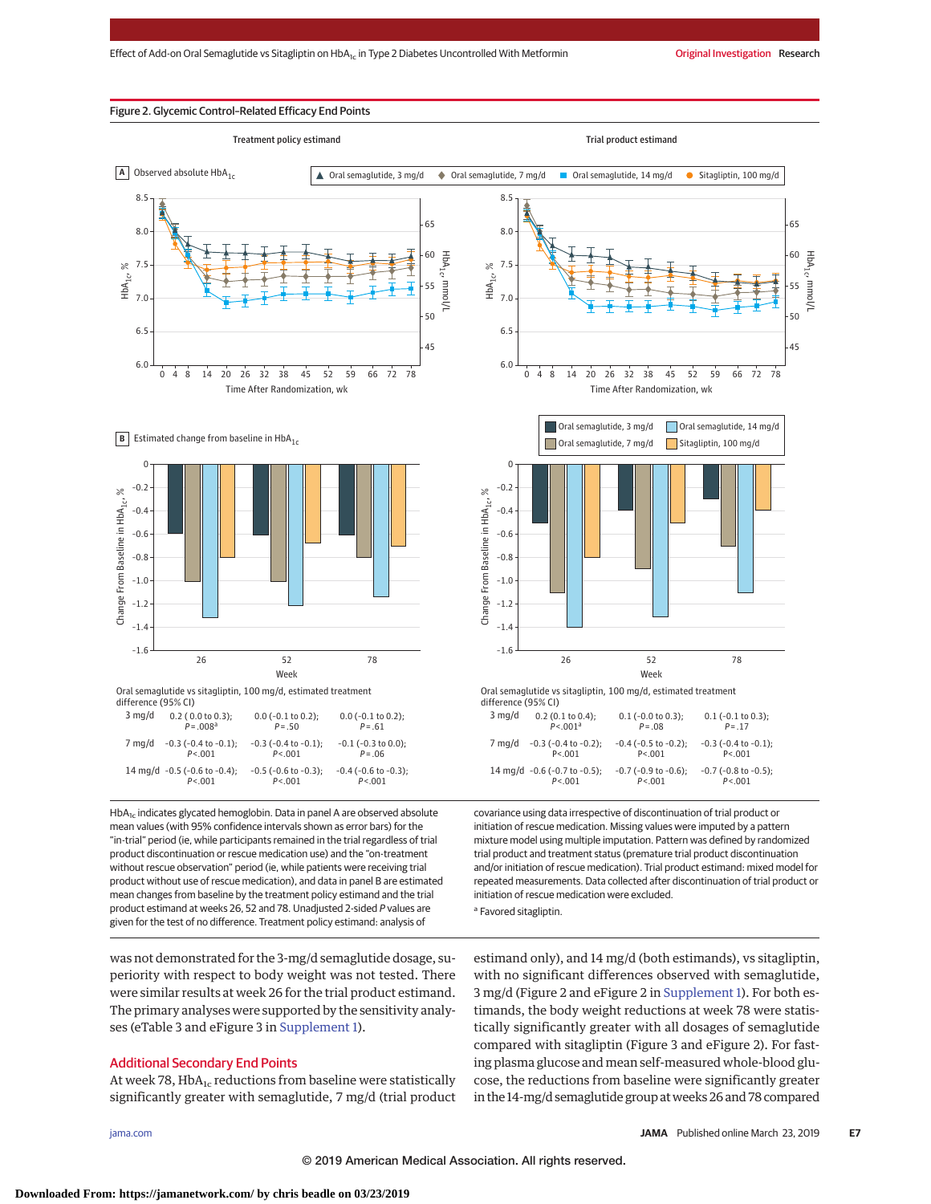## Figure 2. Glycemic Control–Related Efficacy End Points

Oral semaglutide vs sitagliptin, 100 mg/d, estimated treatment difference (95% CI)

**Treatment policy estimand**

| | 26 | 52 | 78 |
|---|---|---|---|
| 3 mg/d | 0.2 (0.0 to 0.3); P = .008[a] | 0.0 (−0.1 to 0.2); P = .50 | 0.0 (−0.1 to 0.2); P = .61 |
| 7 mg/d | −0.3 (−0.4 to −0.1); P < .001 | −0.3 (−0.4 to −0.1); P < .001 | −0.1 (−0.3 to 0.0); P = .06 |
| 14 mg/d | −0.5 (−0.6 to −0.4); P < .001 | −0.5 (−0.6 to −0.3); P < .001 | −0.4 (−0.6 to −0.3); P < .001 |

**Trial product estimand**

| | 26 | 52 | 78 |
|---|---|---|---|
| 3 mg/d | 0.2 (0.1 to 0.4); P < .001[a] | 0.1 (−0.0 to 0.3); P = .08 | 0.1 (−0.1 to 0.3); P = .17 |
| 7 mg/d | −0.3 (−0.4 to −0.2); P < .001 | −0.4 (−0.5 to −0.2); P < .001 | −0.3 (−0.4 to −0.1); P < .001 |
| 14 mg/d | −0.6 (−0.7 to −0.5); P < .001 | −0.7 (−0.9 to −0.6); P < .001 | −0.7 (−0.8 to −0.5); P < .001 |

$HbA_{1c}$ indicates glycated hemoglobin. Data in panel A are observed absolute mean values (with 95% confidence intervals shown as error bars) for the "in-trial" period (ie, while participants remained in the trial regardless of trial product discontinuation or rescue medication use) and the "on-treatment without rescue observation" period (ie, while patients were receiving trial product without use of rescue medication), and data in panel B are estimated mean changes from baseline by the treatment policy estimand and the trial product estimand at weeks 26, 52 and 78. Unadjusted 2-sided P values are given for the test of no difference. Treatment policy estimand: analysis of covariance using data irrespective of discontinuation of trial product or initiation of rescue medication. Missing values were imputed by a pattern mixture model using multiple imputation. Pattern was defined by randomized trial product and treatment status (premature trial product discontinuation and/or initiation of rescue medication). Trial product estimand: mixed model for repeated measurements. Data collected after discontinuation of trial product or initiation of rescue medication were excluded.

[a] Favored sitagliptin.

was not demonstrated for the 3-mg/d semaglutide dosage, superiority with respect to body weight was not tested. There were similar results at week 26 for the trial product estimand. The primary analyses were supported by the sensitivity analyses (eTable 3 and eFigure 3 in Supplement 1).

### Additional Secondary End Points

At week 78, $HbA_{1c}$ reductions from baseline were statistically significantly greater with semaglutide, 7 mg/d (trial product estimand only), and 14 mg/d (both estimands), vs sitagliptin, with no significant differences observed with semaglutide, 3 mg/d (Figure 2 and eFigure 2 in Supplement 1). For both estimands, the body weight reductions at week 78 were statistically significantly greater with all dosages of semaglutide compared with sitagliptin (Figure 3 and eFigure 2). For fasting plasma glucose and mean self-measured whole-blood glucose, the reductions from baseline were significantly greater in the 14-mg/d semaglutide group at weeks 26 and 78 compared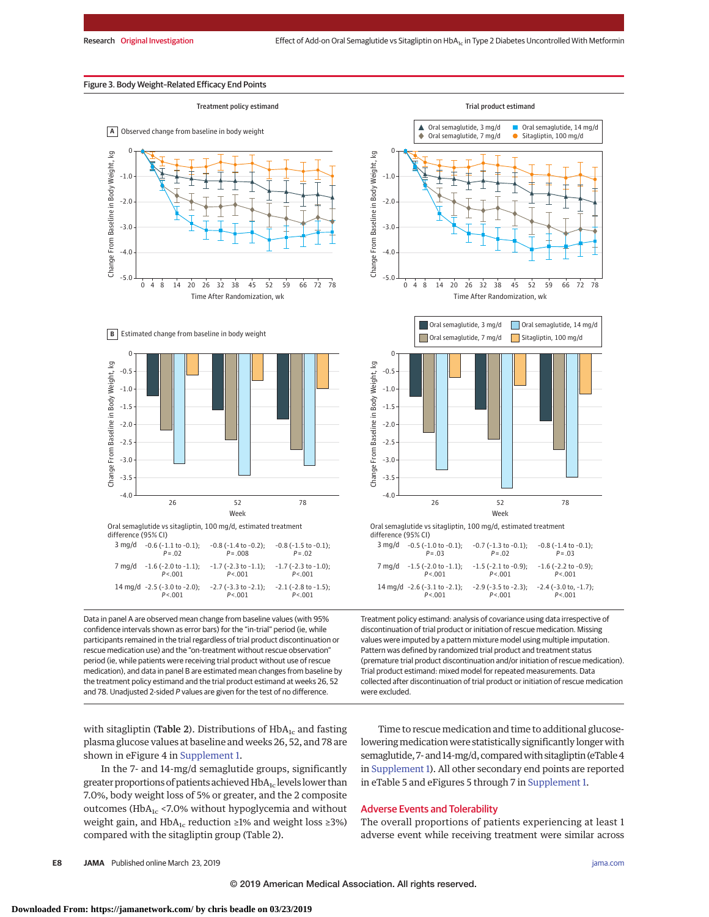## Figure 3. Body Weight-Related Efficacy End Points

Treatment policy estimand | Trial product estimand

**A** Observed change from baseline in body weight

**B** Estimated change from baseline in body weight

Oral semaglutide vs sitagliptin, 100 mg/d, estimated treatment difference (95% CI)

**Treatment policy estimand**

| | Week 26 | Week 52 | Week 78 |
|---|---|---|---|
| 3 mg/d | -0.6 (-1.1 to -0.1); *P* = .02 | -0.8 (-1.4 to -0.2); *P* = .008 | -0.8 (-1.5 to -0.1); *P* = .02 |
| 7 mg/d | -1.6 (-2.0 to -1.1); *P* <.001 | -1.7 (-2.3 to -1.1); *P* <.001 | -1.7 (-2.3 to -1.0); *P* <.001 |
| 14 mg/d | -2.5 (-3.0 to -2.0); *P* <.001 | -2.7 (-3.3 to -2.1); *P* <.001 | -2.1 (-2.8 to -1.5); *P* <.001 |

**Trial product estimand**

| | Week 26 | Week 52 | Week 78 |
|---|---|---|---|
| 3 mg/d | -0.5 (-1.0 to -0.1); *P* = .03 | -0.7 (-1.3 to -0.1); *P* = .02 | -0.8 (-1.4 to -0.1); *P* = .03 |
| 7 mg/d | -1.5 (-2.0 to -1.1); *P* <.001 | -1.5 (-2.1 to -0.9); *P* <.001 | -1.6 (-2.2 to -0.9); *P* <.001 |
| 14 mg/d | -2.6 (-3.1 to -2.1); *P* <.001 | -2.9 (-3.5 to -2.3); *P* <.001 | -2.4 (-3.0 to, -1.7); *P* <.001 |

Data in panel A are observed mean change from baseline values (with 95% confidence intervals shown as error bars) for the "in-trial" period (ie, while participants remained in the trial regardless of trial product discontinuation or rescue medication use) and the "on-treatment without rescue observation" period (ie, while patients were receiving trial product without use of rescue medication), and data in panel B are estimated mean changes from baseline by the treatment policy estimand and the trial product estimand at weeks 26, 52 and 78. Unadjusted 2-sided *P* values are given for the test of no difference.

Treatment policy estimand: analysis of covariance using data irrespective of discontinuation of trial product or initiation of rescue medication. Missing values were imputed by a pattern mixture model using multiple imputation. Pattern was defined by randomized trial product and treatment status (premature trial product discontinuation and/or initiation of rescue medication). Trial product estimand: mixed model for repeated measurements. Data collected after discontinuation of trial product or initiation of rescue medication were excluded.

with sitagliptin (**Table 2**). Distributions of $HbA_{1c}$ and fasting plasma glucose values at baseline and weeks 26, 52, and 78 are shown in eFigure 4 in Supplement 1.

In the 7- and 14-mg/d semaglutide groups, significantly greater proportions of patients achieved $HbA_{1c}$ levels lower than 7.0%, body weight loss of 5% or greater, and the 2 composite outcomes ($HbA_{1c}$ <7.0% without hypoglycemia and without weight gain, and $HbA_{1c}$ reduction ≥1% and weight loss ≥3%) compared with the sitagliptin group (Table 2).

Time to rescue medication and time to additional glucose-lowering medication were statistically significantly longer with semaglutide, 7- and 14-mg/d, compared with sitagliptin (eTable 4 in Supplement 1). All other secondary end points are reported in eTable 5 and eFigures 5 through 7 in Supplement 1.

## Adverse Events and Tolerability

The overall proportions of patients experiencing at least 1 adverse event while receiving treatment were similar across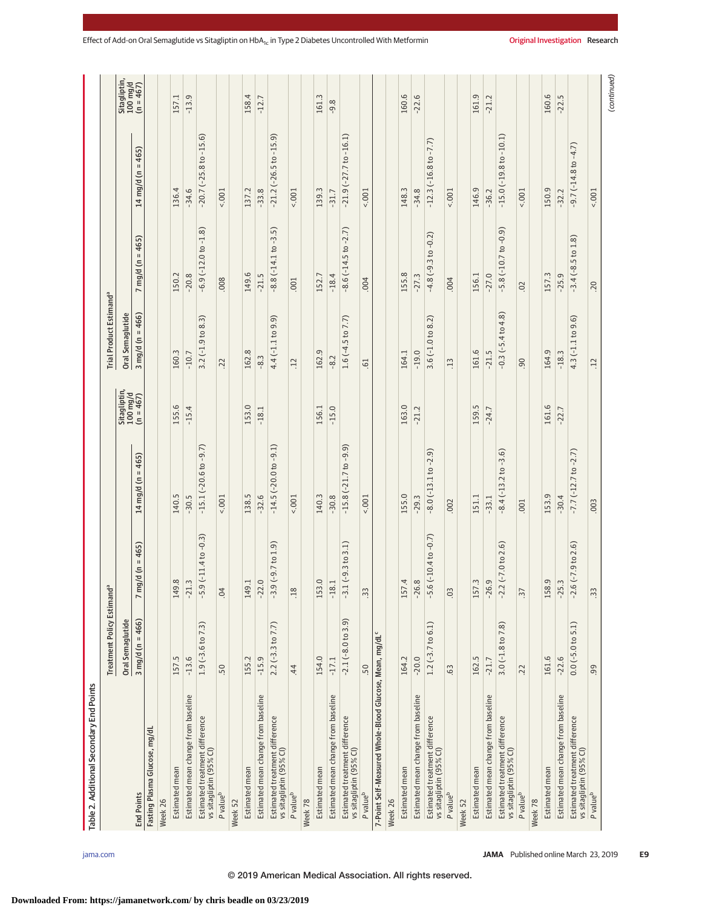Table 2. Additional Secondary End Points

| End Points | Treatment Policy Estimand[a] Oral Semaglutide 3 mg/d (n = 466) | 7 mg/d (n = 465) | 14 mg/d (n = 465) | Sitagliptin, 100 mg/d (n = 467) | Trial Product Estimand[a] Oral Semaglutide 3 mg/d (n = 466) | 7 mg/d (n = 465) | 14 mg/d (n = 465) | Sitagliptin, 100 mg/d (n = 467) |
|---|---|---|---|---|---|---|---|---|
| **Fasting Plasma Glucose, mg/dL** | | | | | | | | |
| Week 26 | | | | | | | | |
| Estimated mean | 157.5 | 149.8 | 140.5 | 155.6 | 160.3 | 150.2 | 136.4 | 157.1 |
| Estimated mean change from baseline | -13.6 | -21.3 | -30.5 | -15.4 | -10.7 | -20.8 | -34.6 | -13.9 |
| Estimated treatment difference vs sitagliptin (95% CI) | 1.9 (-3.6 to 7.3) | -5.9 (-11.4 to -0.3) | -15.1 (-20.6 to -9.7) | | 3.2 (-1.9 to 8.3) | -6.9 (-12.0 to -1.8) | -20.7 (-25.8 to -15.6) | |
| P value[b] | .50 | .04 | <.001 | | .22 | .008 | <.001 | |
| Week 52 | | | | | | | | |
| Estimated mean | 155.2 | 149.1 | 138.5 | 153.0 | 162.8 | 149.6 | 137.2 | 158.4 |
| Estimated mean change from baseline | -15.9 | -22.0 | -32.6 | -18.1 | -8.3 | -21.5 | -33.8 | -12.7 |
| Estimated treatment difference vs sitagliptin (95% CI) | 2.2 (-3.3 to 7.7) | -3.9 (-9.7 to 1.9) | -14.5 (-20.0 to -9.1) | | 4.4 (-1.1 to 9.9) | -8.8 (-14.1 to -3.5) | -21.2 (-26.5 to -15.9) | |
| P value[b] | .44 | .18 | <.001 | | .12 | .001 | <.001 | |
| Week 78 | | | | | | | | |
| Estimated mean | 154.0 | 153.0 | 140.3 | 156.1 | 162.9 | 152.7 | 139.3 | 161.3 |
| Estimated mean change from baseline | -17.1 | -18.1 | -30.8 | -15.0 | -8.2 | -18.4 | -31.7 | -9.8 |
| Estimated treatment difference vs sitagliptin (95% CI) | -2.1 (-8.0 to 3.9) | -3.1 (-9.3 to 3.1) | -15.8 (-21.7 to -9.9) | | 1.6 (-4.5 to 7.7) | -8.6 (-14.5 to -2.7) | -21.9 (-27.7 to -16.1) | |
| P value[b] | .50 | .33 | <.001 | | .61 | .004 | <.001 | |
| **7-Point Self-Measured Whole-Blood Glucose, Mean, mg/dL[c]** | | | | | | | | |
| Week 26 | | | | | | | | |
| Estimated mean | 164.2 | 157.4 | 155.0 | 163.0 | 164.1 | 155.8 | 148.3 | 160.6 |
| Estimated mean change from baseline | -20.0 | -26.8 | -29.3 | -21.2 | -19.0 | -27.3 | -34.8 | -22.6 |
| Estimated treatment difference vs sitagliptin (95% CI) | 1.2 (-3.7 to 6.1) | -5.6 (-10.4 to -0.7) | -8.0 (-13.1 to -2.9) | | 3.6 (-1.0 to 8.2) | -4.8 (-9.3 to -0.2) | -12.3 (-16.8 to -7.7) | |
| P value[b] | .63 | .03 | .002 | | .13 | .004 | <.001 | |
| Week 52 | | | | | | | | |
| Estimated mean | 162.5 | 157.3 | 151.1 | 159.5 | 161.6 | 156.1 | 146.9 | 161.9 |
| Estimated mean change from baseline | -21.7 | -26.9 | -33.1 | -24.7 | -21.5 | -27.0 | -36.2 | -21.2 |
| Estimated treatment difference vs sitagliptin (95% CI) | 3.0 (-1.8 to 7.8) | -2.2 (-7.0 to 2.6) | -8.4 (-13.2 to -3.6) | | -0.3 (-5.4 to 4.8) | -5.8 (-10.7 to -0.9) | -15.0 (-19.8 to -10.1) | |
| P value[b] | .22 | .37 | .001 | | .90 | .02 | <.001 | |
| Week 78 | | | | | | | | |
| Estimated mean | 161.6 | 158.9 | 153.9 | 161.6 | 164.9 | 157.3 | 150.9 | 160.6 |
| Estimated mean change from baseline | -22.6 | -25.3 | -30.4 | -22.7 | -18.3 | -25.9 | -32.2 | -22.5 |
| Estimated treatment difference vs sitagliptin (95% CI) | 0.0 (-5.0 to 5.1) | -2.6 (-7.9 to 2.6) | -7.7 (-12.7 to -2.7) | | 4.3 (-1.1 to 9.6) | -3.4 (-8.5 to 1.8) | -9.7 (-14.8 to -4.7) | |
| P value[b] | .99 | .33 | .003 | | .12 | .20 | <.001 | |

(continued)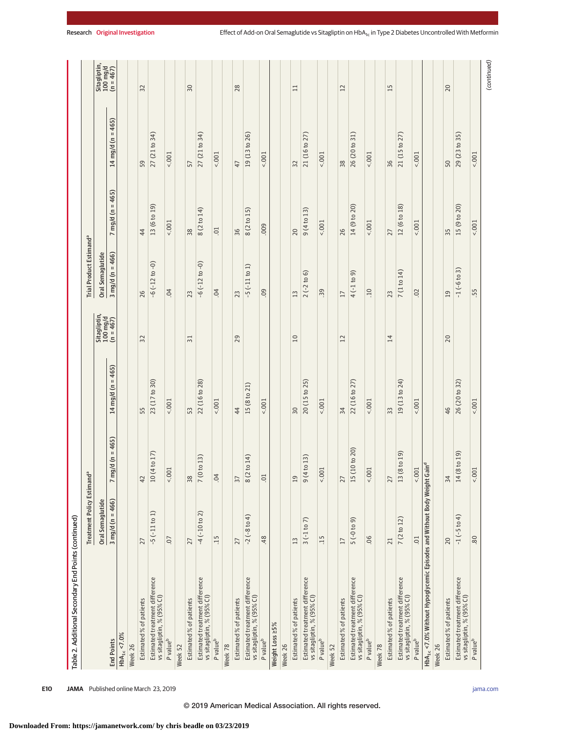Table 2. Additional Secondary End Points (continued)

| End Points | Treatment Policy Estimand[a] | | | | Trial Product Estimand[a] | | | |
|---|---|---|---|---|---|---|---|---|
| | Oral Semaglutide | | | Sitagliptin, 100 mg/d (n = 467) | Oral Semaglutide | | | Sitagliptin, 100 mg/d (n = 467) |
| | 3 mg/d (n = 466) | 7 mg/d (n = 465) | 14 mg/d (n = 465) | | 3 mg/d (n = 466) | 7 mg/d (n = 465) | 14 mg/d (n = 465) | |
| $HbA_{1c}$ <7.0% | | | | | | | | |
| Week 26 | | | | | | | | |
| Estimated % of patients | 27 | 42 | 55 | 32 | 26 | 44 | 59 | 32 |
| Estimated treatment difference vs sitagliptin, % (95% CI) | -5 (-11 to 1) | 10 (4 to 17) | 23 (17 to 30) | | -6 (-12 to -0) | 13 (6 to 19) | 27 (21 to 34) | |
| *P* value[b] | .07 | <.001 | <.001 | | .04 | <.001 | <.001 | |
| Week 52 | | | | | | | | |
| Estimated % of patients | 27 | 38 | 53 | 31 | 23 | 38 | 57 | 30 |
| Estimated treatment difference vs sitagliptin, % (95% CI) | -4 (-10 to 2) | 7 (0 to 13) | 22 (16 to 28) | | -6 (-12 to -0) | 8 (2 to 14) | 27 (21 to 34) | |
| *P* value[b] | .15 | .04 | <.001 | | .04 | .01 | <.001 | |
| Week 78 | | | | | | | | |
| Estimated % of patients | 27 | 37 | 44 | 29 | 23 | 36 | 47 | 28 |
| Estimated treatment difference vs sitagliptin, % (95% CI) | -2 (-8 to 4) | 8 (2 to 14) | 15 (8 to 21) | | -5 (-11 to 1) | 8 (2 to 15) | 19 (13 to 26) | |
| *P* value[b] | .48 | .01 | <.001 | | .09 | .009 | <.001 | |
| Weight Loss ≥5% | | | | | | | | |
| Week 26 | | | | | | | | |
| Estimated % of patients | 13 | 19 | 30 | 10 | 13 | 20 | 32 | 11 |
| Estimated treatment difference vs sitagliptin, % (95% CI) | 3 (-1 to 7) | 9 (4 to 13) | 20 (15 to 25) | | 2 (-2 to 6) | 9 (4 to 13) | 21 (16 to 27) | |
| *P* value[b] | .15 | <.001 | <.001 | | .39 | <.001 | <.001 | |
| Week 52 | | | | | | | | |
| Estimated % of patients | 17 | 27 | 34 | 12 | 17 | 26 | 38 | 12 |
| Estimated treatment difference vs sitagliptin, % (95% CI) | 5 (-0 to 9) | 15 (10 to 20) | 22 (16 to 27) | | 4 (-1 to 9) | 14 (9 to 20) | 26 (20 to 31) | |
| *P* value[b] | .06 | <.001 | <.001 | | .10 | <.001 | <.001 | |
| Week 78 | | | | | | | | |
| Estimated % of patients | 21 | 27 | 33 | 14 | 23 | 27 | 36 | 15 |
| Estimated treatment difference vs sitagliptin, % (95% CI) | 7 (2 to 12) | 13 (8 to 19) | 19 (13 to 24) | | 7 (1 to 14) | 12 (6 to 18) | 21 (15 to 27) | |
| *P* value[b] | .01 | <.001 | <.001 | | .02 | <.001 | <.001 | |
| $HbA_{1c}$ <7.0% Without Hypoglycemic Episodes and Without Body Weight Gain[d] | | | | | | | | |
| Week 26 | | | | | | | | |
| Estimated % of patients | 20 | 34 | 46 | 20 | 19 | 35 | 50 | 20 |
| Estimated treatment difference vs sitagliptin, % (95% CI) | -1 (-5 to 4) | 14 (8 to 19) | 26 (20 to 32) | | -1 (-6 to 3) | 15 (9 to 20) | 29 (23 to 35) | |
| *P* value[b] | .80 | <.001 | <.001 | | .55 | <.001 | <.001 | |

(continued)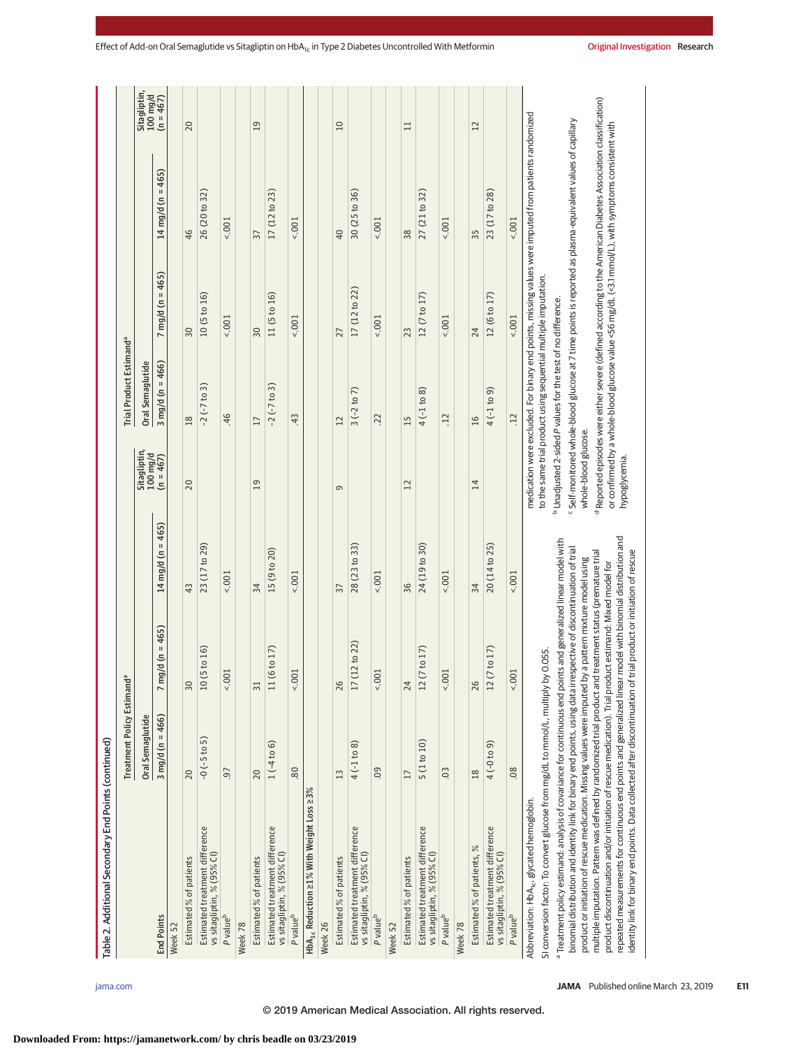Table 2. Additional Secondary End Points (continued)

| End Points | Treatment Policy Estimand[a] | | | | Trial Product Estimand[a] | | | |
|---|---|---|---|---|---|---|---|---|
| | Oral Semaglutide | | | Sitagliptin, 100 mg/d (n = 467) | Oral Semaglutide | | | Sitagliptin, 100 mg/d (n = 467) |
| | 3 mg/d (n = 466) | 7 mg/d (n = 465) | 14 mg/d (n = 465) | | 3 mg/d (n = 466) | 7 mg/d (n = 465) | 14 mg/d (n = 465) | |
| Week 52 | | | | | | | | |
| Estimated % of patients | 20 | 30 | 43 | 20 | 18 | 30 | 46 | 20 |
| Estimated treatment difference vs sitagliptin, % (95% CI) | -0 (-5 to 5) | 10 (5 to 16) | 23 (17 to 29) | | -2 (-7 to 3) | 10 (5 to 16) | 26 (20 to 32) | |
| P value[b] | .97 | <.001 | <.001 | | .46 | <.001 | <.001 | |
| Week 78 | | | | | | | | |
| Estimated % of patients | 20 | 31 | 34 | 19 | 17 | 30 | 37 | 19 |
| Estimated treatment difference vs sitagliptin, % (95% CI) | 1 (-4 to 6) | 11 (6 to 17) | 15 (9 to 20) | | -2 (-7 to 3) | 11 (5 to 16) | 17 (12 to 23) | |
| P value[b] | .80 | <.001 | <.001 | | .43 | <.001 | <.001 | |
| $HbA_{1c}$ Reduction ≥1% With Weight Loss ≥3% | | | | | | | | |
| Week 26 | | | | | | | | |
| Estimated % of patients | 13 | 26 | 37 | 9 | 12 | 27 | 40 | 10 |
| Estimated treatment difference vs sitagliptin, % (95% CI) | 4 (-1 to 8) | 17 (12 to 22) | 28 (23 to 33) | | 3 (-2 to 7) | 17 (12 to 22) | 30 (25 to 36) | |
| P value[b] | .09 | <.001 | <.001 | | .22 | <.001 | <.001 | |
| Week 52 | | | | | | | | |
| Estimated % of patients | 17 | 24 | 36 | 12 | 15 | 23 | 38 | 11 |
| Estimated treatment difference vs sitagliptin, % (95% CI) | 5 (1 to 10) | 12 (7 to 17) | 24 (19 to 30) | | 4 (-1 to 8) | 12 (7 to 17) | 27 (21 to 32) | |
| P value[b] | .03 | <.001 | <.001 | | .12 | <.001 | <.001 | |
| Week 78 | | | | | | | | |
| Estimated % of patients, % | 18 | 26 | 34 | 14 | 16 | 24 | 35 | 12 |
| Estimated treatment difference vs sitagliptin, % (95% CI) | 4 (-0 to 9) | 12 (7 to 17) | 20 (14 to 25) | | 4 (-1 to 9) | 12 (6 to 17) | 23 (17 to 28) | |
| P value[b] | .08 | <.001 | <.001 | | .12 | <.001 | <.001 | |

Abbreviation: $HbA_{1c}$, glycated hemoglobin.

SI conversion factor: To convert glucose from mg/dL to mmol/L, multiply by 0.055.

[a] Treatment policy estimand: analysis of covariance for continuous end points and generalized linear model with binomial distribution and identity link for binary end points, using data irrespective of discontinuation of trial product or initiation of rescue medication. Missing values were imputed by a pattern mixture model using multiple imputation. Pattern was defined by randomized trial product and treatment status (premature trial product discontinuation and/or initiation of rescue medication). Trial product estimand: Mixed model for repeated measurements for continuous end points and generalized linear model with binomial distribution and identity link for binary end points. Data collected after discontinuation of trial product or initiation of rescue medication were excluded. For binary end points, missing values were imputed from patients randomized to the same trial product using sequential multiple imputation.

[b] Unadjusted 2-sided P values for the test of no difference.

[c] Self-monitored whole-blood glucose at 7 time points is reported as plasma-equivalent values of capillary whole-blood glucose.

[d] Reported episodes were either severe (defined according to the American Diabetes Association classification) or confirmed by a whole-blood glucose value <56 mg/dL (<3.1 mmol/L), with symptoms consistent with hypoglycemia.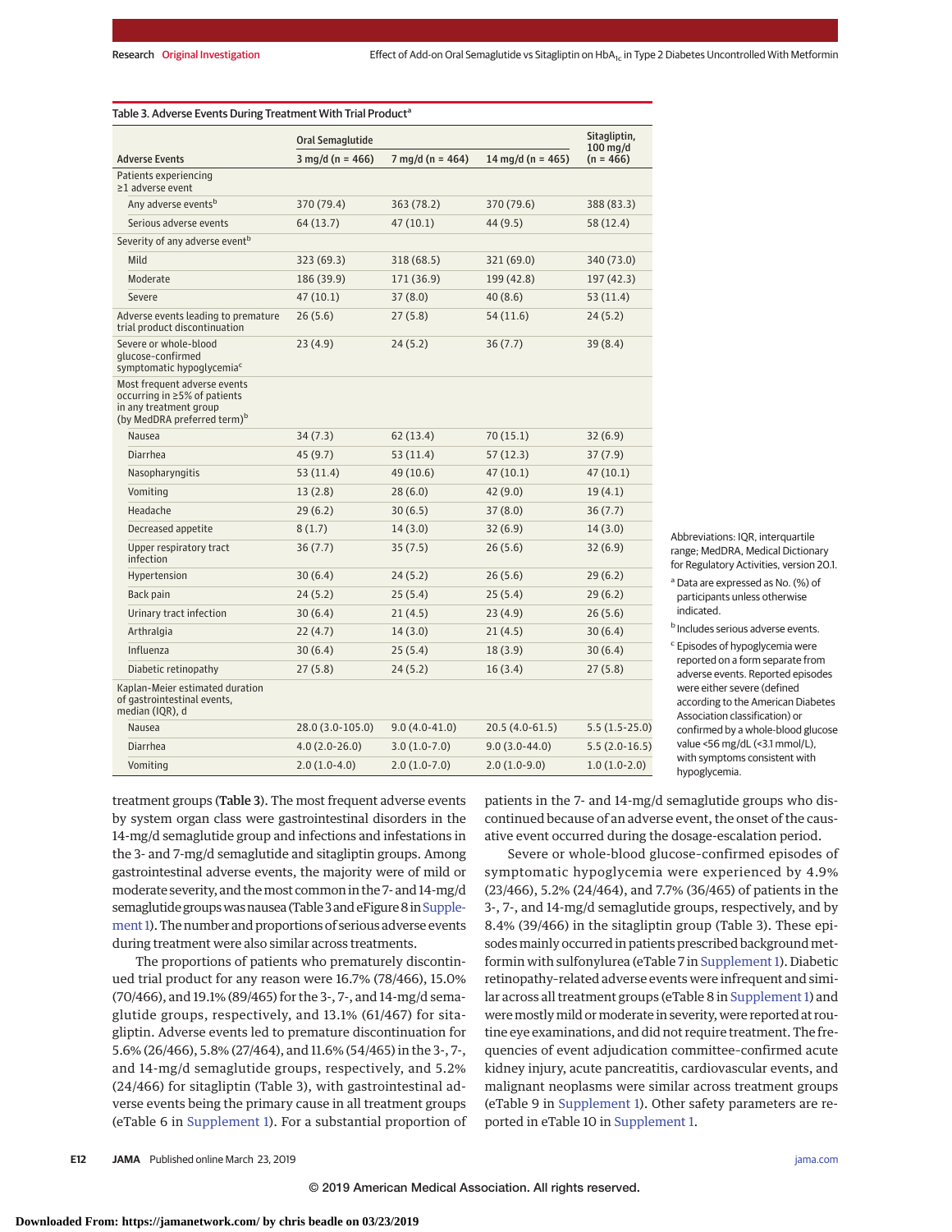Table 3. Adverse Events During Treatment With Trial Product[a]

| Adverse Events | Oral Semaglutide 3 mg/d (n = 466) | Oral Semaglutide 7 mg/d (n = 464) | Oral Semaglutide 14 mg/d (n = 465) | Sitagliptin, 100 mg/d (n = 466) |
|---|---|---|---|---|
| Patients experiencing ≥1 adverse event | | | | |
| Any adverse events[b] | 370 (79.4) | 363 (78.2) | 370 (79.6) | 388 (83.3) |
| Serious adverse events | 64 (13.7) | 47 (10.1) | 44 (9.5) | 58 (12.4) |
| Severity of any adverse event[b] | | | | |
| Mild | 323 (69.3) | 318 (68.5) | 321 (69.0) | 340 (73.0) |
| Moderate | 186 (39.9) | 171 (36.9) | 199 (42.8) | 197 (42.3) |
| Severe | 47 (10.1) | 37 (8.0) | 40 (8.6) | 53 (11.4) |
| Adverse events leading to premature trial product discontinuation | 26 (5.6) | 27 (5.8) | 54 (11.6) | 24 (5.2) |
| Severe or whole-blood glucose-confirmed symptomatic hypoglycemia[c] | 23 (4.9) | 24 (5.2) | 36 (7.7) | 39 (8.4) |
| Most frequent adverse events occurring in ≥5% of patients in any treatment group (by MedDRA preferred term)[b] | | | | |
| Nausea | 34 (7.3) | 62 (13.4) | 70 (15.1) | 32 (6.9) |
| Diarrhea | 45 (9.7) | 53 (11.4) | 57 (12.3) | 37 (7.9) |
| Nasopharyngitis | 53 (11.4) | 49 (10.6) | 47 (10.1) | 47 (10.1) |
| Vomiting | 13 (2.8) | 28 (6.0) | 42 (9.0) | 19 (4.1) |
| Headache | 29 (6.2) | 30 (6.5) | 37 (8.0) | 36 (7.7) |
| Decreased appetite | 8 (1.7) | 14 (3.0) | 32 (6.9) | 14 (3.0) |
| Upper respiratory tract infection | 36 (7.7) | 35 (7.5) | 26 (5.6) | 32 (6.9) |
| Hypertension | 30 (6.4) | 24 (5.2) | 26 (5.6) | 29 (6.2) |
| Back pain | 24 (5.2) | 25 (5.4) | 25 (5.4) | 29 (6.2) |
| Urinary tract infection | 30 (6.4) | 21 (4.5) | 23 (4.9) | 26 (5.6) |
| Arthralgia | 22 (4.7) | 14 (3.0) | 21 (4.5) | 30 (6.4) |
| Influenza | 30 (6.4) | 25 (5.4) | 18 (3.9) | 30 (6.4) |
| Diabetic retinopathy | 27 (5.8) | 24 (5.2) | 16 (3.4) | 27 (5.8) |
| Kaplan-Meier estimated duration of gastrointestinal events, median (IQR), d | | | | |
| Nausea | 28.0 (3.0-105.0) | 9.0 (4.0-41.0) | 20.5 (4.0-61.5) | 5.5 (1.5-25.0) |
| Diarrhea | 4.0 (2.0-26.0) | 3.0 (1.0-7.0) | 9.0 (3.0-44.0) | 5.5 (2.0-16.5) |
| Vomiting | 2.0 (1.0-4.0) | 2.0 (1.0-7.0) | 2.0 (1.0-9.0) | 1.0 (1.0-2.0) |

Abbreviations: IQR, interquartile range; MedDRA, Medical Dictionary for Regulatory Activities, version 20.1.

[a] Data are expressed as No. (%) of participants unless otherwise indicated.

[b] Includes serious adverse events.

[c] Episodes of hypoglycemia were reported on a form separate from adverse events. Reported episodes were either severe (defined according to the American Diabetes Association classification) or confirmed by a whole-blood glucose value <56 mg/dL (<3.1 mmol/L), with symptoms consistent with hypoglycemia.

treatment groups (**Table 3**). The most frequent adverse events by system organ class were gastrointestinal disorders in the 14-mg/d semaglutide group and infections and infestations in the 3- and 7-mg/d semaglutide and sitagliptin groups. Among gastrointestinal adverse events, the majority were of mild or moderate severity, and the most common in the 7- and 14-mg/d semaglutide groups was nausea (Table 3 and eFigure 8 in Supplement 1). The number and proportions of serious adverse events during treatment were also similar across treatments.

The proportions of patients who prematurely discontinued trial product for any reason were 16.7% (78/466), 15.0% (70/466), and 19.1% (89/465) for the 3-, 7-, and 14-mg/d semaglutide groups, respectively, and 13.1% (61/467) for sitagliptin. Adverse events led to premature discontinuation for 5.6% (26/466), 5.8% (27/464), and 11.6% (54/465) in the 3-, 7-, and 14-mg/d semaglutide groups, respectively, and 5.2% (24/466) for sitagliptin (Table 3), with gastrointestinal adverse events being the primary cause in all treatment groups (eTable 6 in Supplement 1). For a substantial proportion of patients in the 7- and 14-mg/d semaglutide groups who discontinued because of an adverse event, the onset of the causative event occurred during the dosage-escalation period.

Severe or whole-blood glucose-confirmed episodes of symptomatic hypoglycemia were experienced by 4.9% (23/466), 5.2% (24/464), and 7.7% (36/465) of patients in the 3-, 7-, and 14-mg/d semaglutide groups, respectively, and by 8.4% (39/466) in the sitagliptin group (Table 3). These episodes mainly occurred in patients prescribed background metformin with sulfonylurea (eTable 7 in Supplement 1). Diabetic retinopathy-related adverse events were infrequent and similar across all treatment groups (eTable 8 in Supplement 1) and were mostly mild or moderate in severity, were reported at routine eye examinations, and did not require treatment. The frequencies of event adjudication committee-confirmed acute kidney injury, acute pancreatitis, cardiovascular events, and malignant neoplasms were similar across treatment groups (eTable 9 in Supplement 1). Other safety parameters are reported in eTable 10 in Supplement 1.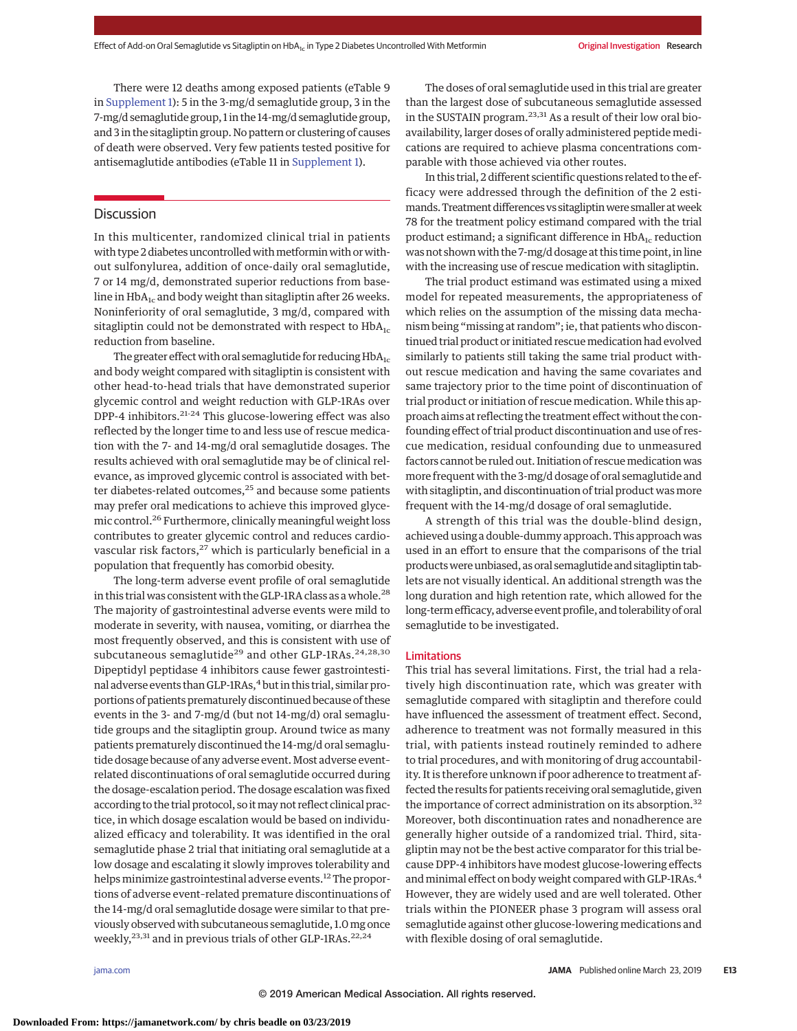There were 12 deaths among exposed patients (eTable 9 in Supplement 1): 5 in the 3-mg/d semaglutide group, 3 in the 7-mg/d semaglutide group, 1 in the 14-mg/d semaglutide group, and 3 in the sitagliptin group. No pattern or clustering of causes of death were observed. Very few patients tested positive for antisemaglutide antibodies (eTable 11 in Supplement 1).

## Discussion

In this multicenter, randomized clinical trial in patients with type 2 diabetes uncontrolled with metformin with or without sulfonylurea, addition of once-daily oral semaglutide, 7 or 14 mg/d, demonstrated superior reductions from baseline in $HbA_{1c}$ and body weight than sitagliptin after 26 weeks. Noninferiority of oral semaglutide, 3 mg/d, compared with sitagliptin could not be demonstrated with respect to $HbA_{1c}$ reduction from baseline.

The greater effect with oral semaglutide for reducing $HbA_{1c}$ and body weight compared with sitagliptin is consistent with other head-to-head trials that have demonstrated superior glycemic control and weight reduction with GLP-1RAs over DPP-4 inhibitors.[21-24] This glucose-lowering effect was also reflected by the longer time to and less use of rescue medication with the 7- and 14-mg/d oral semaglutide dosages. The results achieved with oral semaglutide may be of clinical relevance, as improved glycemic control is associated with better diabetes-related outcomes,[25] and because some patients may prefer oral medications to achieve this improved glycemic control.[26] Furthermore, clinically meaningful weight loss contributes to greater glycemic control and reduces cardiovascular risk factors,[27] which is particularly beneficial in a population that frequently has comorbid obesity.

The long-term adverse event profile of oral semaglutide in this trial was consistent with the GLP-1RA class as a whole.[28] The majority of gastrointestinal adverse events were mild to moderate in severity, with nausea, vomiting, or diarrhea the most frequently observed, and this is consistent with use of subcutaneous semaglutide[29] and other GLP-1RAs.[24,28,30] Dipeptidyl peptidase 4 inhibitors cause fewer gastrointestinal adverse events than GLP-1RAs,[4] but in this trial, similar proportions of patients prematurely discontinued because of these events in the 3- and 7-mg/d (but not 14-mg/d) oral semaglutide groups and the sitagliptin group. Around twice as many patients prematurely discontinued the 14-mg/d oral semaglutide dosage because of any adverse event. Most adverse event-related discontinuations of oral semaglutide occurred during the dosage-escalation period. The dosage escalation was fixed according to the trial protocol, so it may not reflect clinical practice, in which dosage escalation would be based on individualized efficacy and tolerability. It was identified in the oral semaglutide phase 2 trial that initiating oral semaglutide at a low dosage and escalating it slowly improves tolerability and helps minimize gastrointestinal adverse events.[12] The proportions of adverse event-related premature discontinuations of the 14-mg/d oral semaglutide dosage were similar to that previously observed with subcutaneous semaglutide, 1.0 mg once weekly,[23,31] and in previous trials of other GLP-1RAs.[22,24]

The doses of oral semaglutide used in this trial are greater than the largest dose of subcutaneous semaglutide assessed in the SUSTAIN program.[23,31] As a result of their low oral bioavailability, larger doses of orally administered peptide medications are required to achieve plasma concentrations comparable with those achieved via other routes.

In this trial, 2 different scientific questions related to the efficacy were addressed through the definition of the 2 estimands. Treatment differences vs sitagliptin were smaller at week 78 for the treatment policy estimand compared with the trial product estimand; a significant difference in $HbA_{1c}$ reduction was not shown with the 7-mg/d dosage at this time point, in line with the increasing use of rescue medication with sitagliptin.

The trial product estimand was estimated using a mixed model for repeated measurements, the appropriateness of which relies on the assumption of the missing data mechanism being "missing at random"; ie, that patients who discontinued trial product or initiated rescue medication had evolved similarly to patients still taking the same trial product without rescue medication and having the same covariates and same trajectory prior to the time point of discontinuation of trial product or initiation of rescue medication. While this approach aims at reflecting the treatment effect without the confounding effect of trial product discontinuation and use of rescue medication, residual confounding due to unmeasured factors cannot be ruled out. Initiation of rescue medication was more frequent with the 3-mg/d dosage of oral semaglutide and with sitagliptin, and discontinuation of trial product was more frequent with the 14-mg/d dosage of oral semaglutide.

A strength of this trial was the double-blind design, achieved using a double-dummy approach. This approach was used in an effort to ensure that the comparisons of the trial products were unbiased, as oral semaglutide and sitagliptin tablets are not visually identical. An additional strength was the long duration and high retention rate, which allowed for the long-term efficacy, adverse event profile, and tolerability of oral semaglutide to be investigated.

### Limitations

This trial has several limitations. First, the trial had a relatively high discontinuation rate, which was greater with semaglutide compared with sitagliptin and therefore could have influenced the assessment of treatment effect. Second, adherence to treatment was not formally measured in this trial, with patients instead routinely reminded to adhere to trial procedures, and with monitoring of drug accountability. It is therefore unknown if poor adherence to treatment affected the results for patients receiving oral semaglutide, given the importance of correct administration on its absorption.[32] Moreover, both discontinuation rates and nonadherence are generally higher outside of a randomized trial. Third, sitagliptin may not be the best active comparator for this trial because DPP-4 inhibitors have modest glucose-lowering effects and minimal effect on body weight compared with GLP-1RAs.[4] However, they are widely used and are well tolerated. Other trials within the PIONEER phase 3 program will assess oral semaglutide against other glucose-lowering medications and with flexible dosing of oral semaglutide.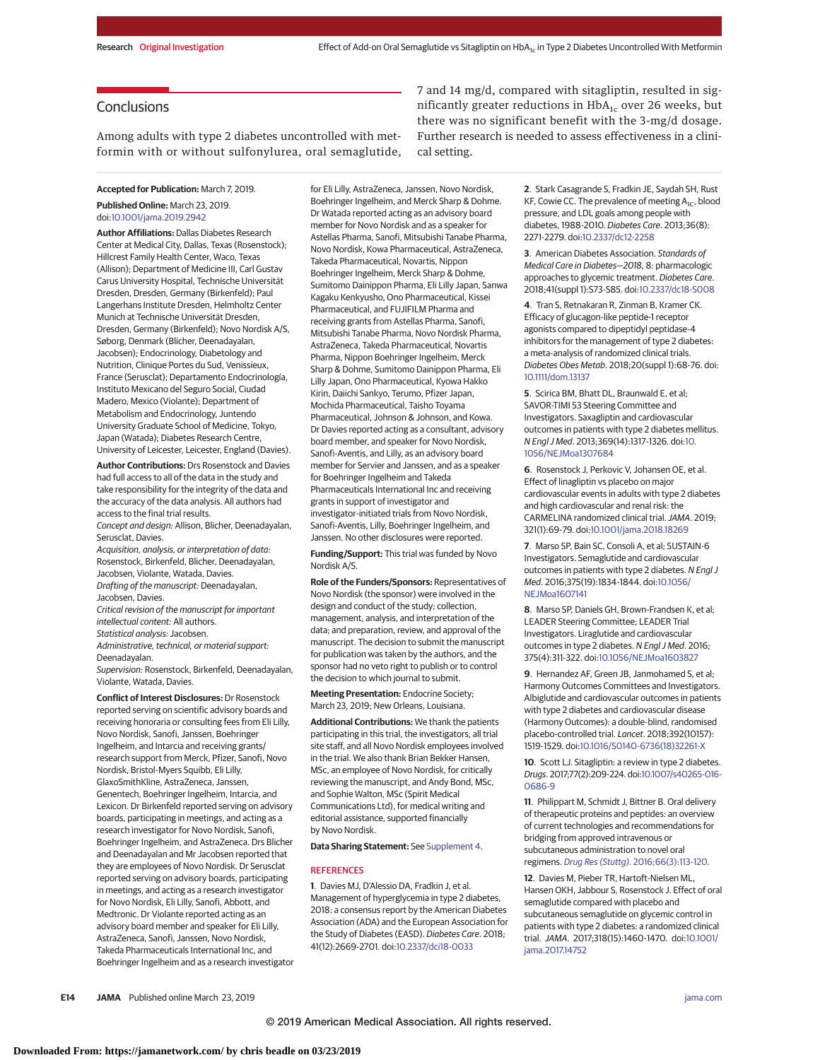## Conclusions

Among adults with type 2 diabetes uncontrolled with metformin with or without sulfonylurea, oral semaglutide, 7 and 14 mg/d, compared with sitagliptin, resulted in significantly greater reductions in $HbA_{1c}$ over 26 weeks, but there was no significant benefit with the 3-mg/d dosage. Further research is needed to assess effectiveness in a clinical setting.

**Accepted for Publication:** March 7, 2019.

**Published Online:** March 23, 2019. doi:10.1001/jama.2019.2942

**Author Affiliations:** Dallas Diabetes Research Center at Medical City, Dallas, Texas (Rosenstock); Hillcrest Family Health Center, Waco, Texas (Allison); Department of Medicine III, Carl Gustav Carus University Hospital, Technische Universität Dresden, Dresden, Germany (Birkenfeld); Paul Langerhans Institute Dresden, Helmholtz Center Munich at Technische Universität Dresden, Dresden, Germany (Birkenfeld); Novo Nordisk A/S, Søborg, Denmark (Blicher, Deenadayalan, Jacobsen); Endocrinology, Diabetology and Nutrition, Clinique Portes du Sud, Venissieux, France (Serusclat); Departamento Endocrinología, Instituto Mexicano del Seguro Social, Ciudad Madero, Mexico (Violante); Department of Metabolism and Endocrinology, Juntendo University Graduate School of Medicine, Tokyo, Japan (Watada); Diabetes Research Centre, University of Leicester, Leicester, England (Davies).

**Author Contributions:** Drs Rosenstock and Davies had full access to all of the data in the study and take responsibility for the integrity of the data and the accuracy of the data analysis. All authors had access to the final trial results.
*Concept and design:* Allison, Blicher, Deenadayalan, Serusclat, Davies.
*Acquisition, analysis, or interpretation of data:* Rosenstock, Birkenfeld, Blicher, Deenadayalan, Jacobsen, Violante, Watada, Davies.
*Drafting of the manuscript:* Deenadayalan, Jacobsen, Davies.
*Critical revision of the manuscript for important intellectual content:* All authors.
*Statistical analysis:* Jacobsen.
*Administrative, technical, or material support:* Deenadayalan.
*Supervision:* Rosenstock, Birkenfeld, Deenadayalan, Violante, Watada, Davies.

**Conflict of Interest Disclosures:** Dr Rosenstock reported serving on scientific advisory boards and receiving honoraria or consulting fees from Eli Lilly, Novo Nordisk, Sanofi, Janssen, Boehringer Ingelheim, and Intarcia and receiving grants/research support from Merck, Pfizer, Sanofi, Novo Nordisk, Bristol-Myers Squibb, Eli Lilly, GlaxoSmithKline, AstraZeneca, Janssen, Genentech, Boehringer Ingelheim, Intarcia, and Lexicon. Dr Birkenfeld reported serving on advisory boards, participating in meetings, and acting as a research investigator for Novo Nordisk, Sanofi, Boehringer Ingelheim, and AstraZeneca. Drs Blicher and Deenadayalan and Mr Jacobsen reported that they are employees of Novo Nordisk. Dr Serusclat reported serving on advisory boards, participating in meetings, and acting as a research investigator for Novo Nordisk, Eli Lilly, Sanofi, Abbott, and Medtronic. Dr Violante reported acting as an advisory board member and speaker for Eli Lilly, AstraZeneca, Sanofi, Janssen, Novo Nordisk, Takeda Pharmaceuticals International Inc, and Boehringer Ingelheim and as a research investigator for Eli Lilly, AstraZeneca, Janssen, Novo Nordisk, Boehringer Ingelheim, and Merck Sharp & Dohme. Dr Watada reported acting as an advisory board member for Novo Nordisk and as a speaker for Astellas Pharma, Sanofi, Mitsubishi Tanabe Pharma, Novo Nordisk, Kowa Pharmaceutical, AstraZeneca, Takeda Pharmaceutical, Novartis, Nippon Boehringer Ingelheim, Merck Sharp & Dohme, Sumitomo Dainippon Pharma, Eli Lilly Japan, Sanwa Kagaku Kenkyusho, Ono Pharmaceutical, Kissei Pharmaceutical, and FUJIFILM Pharma and receiving grants from Astellas Pharma, Sanofi, Mitsubishi Tanabe Pharma, Novo Nordisk Pharma, AstraZeneca, Takeda Pharmaceutical, Novartis Pharma, Nippon Boehringer Ingelheim, Merck Sharp & Dohme, Sumitomo Dainippon Pharma, Eli Lilly Japan, Ono Pharmaceutical, Kyowa Hakko Kirin, Daiichi Sankyo, Terumo, Pfizer Japan, Mochida Pharmaceutical, Taisho Toyama Pharmaceutical, Johnson & Johnson, and Kowa. Dr Davies reported acting as a consultant, advisory board member, and speaker for Novo Nordisk, Sanofi-Aventis, and Lilly, as an advisory board member for Servier and Janssen, and as a speaker for Boehringer Ingelheim and Takeda Pharmaceuticals International Inc and receiving grants in support of investigator and investigator-initiated trials from Novo Nordisk, Sanofi-Aventis, Lilly, Boehringer Ingelheim, and Janssen. No other disclosures were reported.

**Funding/Support:** This trial was funded by Novo Nordisk A/S.

**Role of the Funders/Sponsors:** Representatives of Novo Nordisk (the sponsor) were involved in the design and conduct of the study; collection, management, analysis, and interpretation of the data; and preparation, review, and approval of the manuscript. The decision to submit the manuscript for publication was taken by the authors, and the sponsor had no veto right to publish or to control the decision to which journal to submit.

**Meeting Presentation:** Endocrine Society; March 23, 2019; New Orleans, Louisiana.

**Additional Contributions:** We thank the patients participating in this trial, the investigators, all trial site staff, and all Novo Nordisk employees involved in the trial. We also thank Brian Bekker Hansen, MSc, an employee of Novo Nordisk, for critically reviewing the manuscript, and Andy Bond, MSc, and Sophie Walton, MSc (Spirit Medical Communications Ltd), for medical writing and editorial assistance, supported financially by Novo Nordisk.

**Data Sharing Statement:** See Supplement 4.

## REFERENCES

1. Davies MJ, D'Alessio DA, Fradkin J, et al. Management of hyperglycemia in type 2 diabetes, 2018: a consensus report by the American Diabetes Association (ADA) and the European Association for the Study of Diabetes (EASD). *Diabetes Care*. 2018; 41(12):2669-2701. doi:10.2337/dci18-0033

2. Stark Casagrande S, Fradkin JE, Saydah SH, Rust KF, Cowie CC. The prevalence of meeting $A_{1C}$, blood pressure, and LDL goals among people with diabetes, 1988-2010. *Diabetes Care*. 2013;36(8): 2271-2279. doi:10.2337/dc12-2258

3. American Diabetes Association. *Standards of Medical Care in Diabetes—2018*, 8: pharmacologic approaches to glycemic treatment. *Diabetes Care*. 2018;41(suppl 1):S73-S85. doi:10.2337/dc18-S008

4. Tran S, Retnakaran R, Zinman B, Kramer CK. Efficacy of glucagon-like peptide-1 receptor agonists compared to dipeptidyl peptidase-4 inhibitors for the management of type 2 diabetes: a meta-analysis of randomized clinical trials. *Diabetes Obes Metab*. 2018;20(suppl 1):68-76. doi: 10.1111/dom.13137

5. Scirica BM, Bhatt DL, Braunwald E, et al; SAVOR-TIMI 53 Steering Committee and Investigators. Saxagliptin and cardiovascular outcomes in patients with type 2 diabetes mellitus. *N Engl J Med*. 2013;369(14):1317-1326. doi:10.1056/NEJMoa1307684

6. Rosenstock J, Perkovic V, Johansen OE, et al. Effect of linagliptin vs placebo on major cardiovascular events in adults with type 2 diabetes and high cardiovascular and renal risk: the CARMELINA randomized clinical trial. *JAMA*. 2019; 321(1):69-79. doi:10.1001/jama.2018.18269

7. Marso SP, Bain SC, Consoli A, et al; SUSTAIN-6 Investigators. Semaglutide and cardiovascular outcomes in patients with type 2 diabetes. *N Engl J Med*. 2016;375(19):1834-1844. doi:10.1056/NEJMoa1607141

8. Marso SP, Daniels GH, Brown-Frandsen K, et al; LEADER Steering Committee; LEADER Trial Investigators. Liraglutide and cardiovascular outcomes in type 2 diabetes. *N Engl J Med*. 2016; 375(4):311-322. doi:10.1056/NEJMoa1603827

9. Hernandez AF, Green JB, Janmohamed S, et al; Harmony Outcomes Committees and Investigators. Albiglutide and cardiovascular outcomes in patients with type 2 diabetes and cardiovascular disease (Harmony Outcomes): a double-blind, randomised placebo-controlled trial. *Lancet*. 2018;392(10157): 1519-1529. doi:10.1016/S0140-6736(18)32261-X

10. Scott LJ. Sitagliptin: a review in type 2 diabetes. *Drugs*. 2017;77(2):209-224. doi:10.1007/s40265-016-0686-9

11. Philippart M, Schmidt J, Bittner B. Oral delivery of therapeutic proteins and peptides: an overview of current technologies and recommendations for bridging from approved intravenous or subcutaneous administration to novel oral regimens. *Drug Res (Stuttg)*. 2016;66(3):113-120.

12. Davies M, Pieber TR, Hartoft-Nielsen ML, Hansen OKH, Jabbour S, Rosenstock J. Effect of oral semaglutide compared with placebo and subcutaneous semaglutide on glycemic control in patients with type 2 diabetes: a randomized clinical trial. *JAMA*. 2017;318(15):1460-1470. doi:10.1001/jama.2017.14752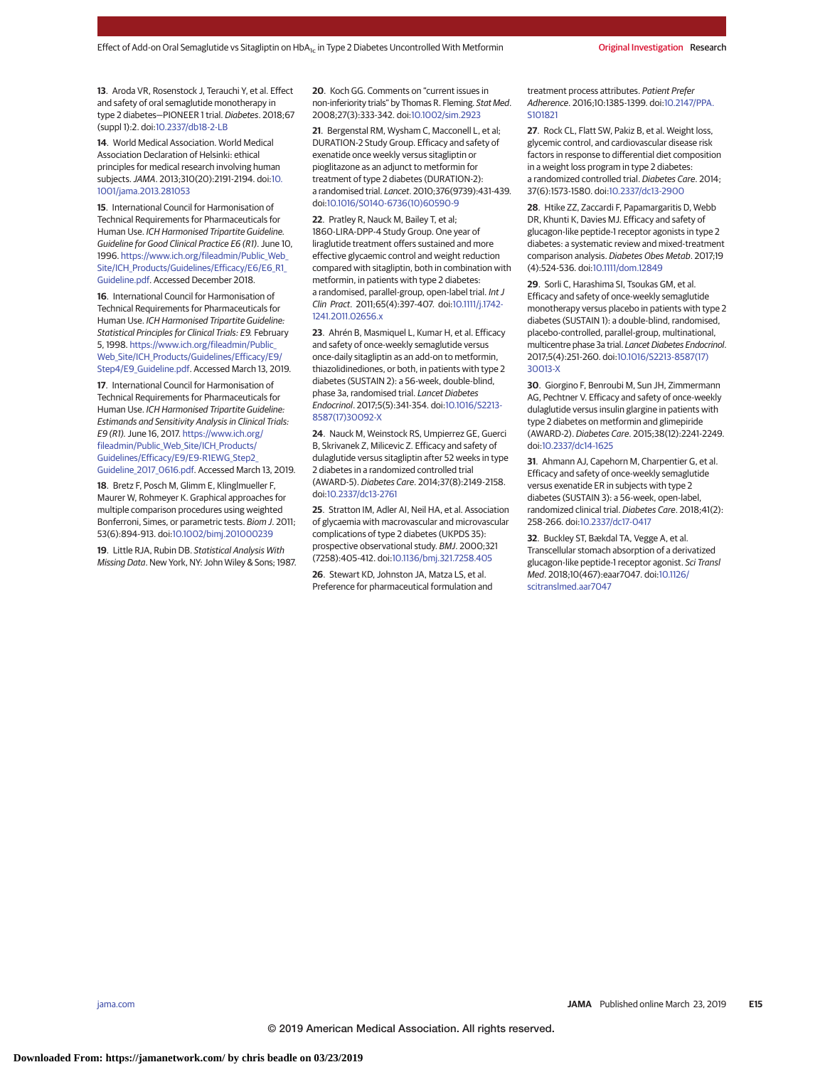13. Aroda VR, Rosenstock J, Terauchi Y, et al. Effect and safety of oral semaglutide monotherapy in type 2 diabetes—PIONEER 1 trial. *Diabetes*. 2018;67 (suppl 1):2. doi:10.2337/db18-2-LB

14. World Medical Association. World Medical Association Declaration of Helsinki: ethical principles for medical research involving human subjects. *JAMA*. 2013;310(20):2191-2194. doi:10.1001/jama.2013.281053

15. International Council for Harmonisation of Technical Requirements for Pharmaceuticals for Human Use. *ICH Harmonised Tripartite Guideline. Guideline for Good Clinical Practice E6 (R1)*. June 10, 1996. https://www.ich.org/fileadmin/Public_Web_Site/ICH_Products/Guidelines/Efficacy/E6/E6_R1_Guideline.pdf. Accessed December 2018.

16. International Council for Harmonisation of Technical Requirements for Pharmaceuticals for Human Use. *ICH Harmonised Tripartite Guideline: Statistical Principles for Clinical Trials: E9.* February 5, 1998. https://www.ich.org/fileadmin/Public_Web_Site/ICH_Products/Guidelines/Efficacy/E9/Step4/E9_Guideline.pdf. Accessed March 13, 2019.

17. International Council for Harmonisation of Technical Requirements for Pharmaceuticals for Human Use. *ICH Harmonised Tripartite Guideline: Estimands and Sensitivity Analysis in Clinical Trials: E9 (R1).* June 16, 2017. https://www.ich.org/fileadmin/Public_Web_Site/ICH_Products/Guidelines/Efficacy/E9/E9-R1EWG_Step2_Guideline_2017_0616.pdf. Accessed March 13, 2019.

18. Bretz F, Posch M, Glimm E, Klinglmueller F, Maurer W, Rohmeyer K. Graphical approaches for multiple comparison procedures using weighted Bonferroni, Simes, or parametric tests. *Biom J*. 2011; 53(6):894-913. doi:10.1002/bimj.201000239

19. Little RJA, Rubin DB. *Statistical Analysis With Missing Data*. New York, NY: John Wiley & Sons; 1987.

20. Koch GG. Comments on "current issues in non-inferiority trials" by Thomas R. Fleming. *Stat Med*. 2008;27(3):333-342. doi:10.1002/sim.2923

21. Bergenstal RM, Wysham C, Macconell L, et al; DURATION-2 Study Group. Efficacy and safety of exenatide once weekly versus sitagliptin or pioglitazone as an adjunct to metformin for treatment of type 2 diabetes (DURATION-2): a randomised trial. *Lancet*. 2010;376(9739):431-439. doi:10.1016/S0140-6736(10)60590-9

22. Pratley R, Nauck M, Bailey T, et al; 1860-LIRA-DPP-4 Study Group. One year of liraglutide treatment offers sustained and more effective glycaemic control and weight reduction compared with sitagliptin, both in combination with metformin, in patients with type 2 diabetes: a randomised, parallel-group, open-label trial. *Int J Clin Pract*. 2011;65(4):397-407. doi:10.1111/j.1742-1241.2011.02656.x

23. Ahrén B, Masmiquel L, Kumar H, et al. Efficacy and safety of once-weekly semaglutide versus once-daily sitagliptin as an add-on to metformin, thiazolidinediones, or both, in patients with type 2 diabetes (SUSTAIN 2): a 56-week, double-blind, phase 3a, randomised trial. *Lancet Diabetes Endocrinol*. 2017;5(5):341-354. doi:10.1016/S2213-8587(17)30092-X

24. Nauck M, Weinstock RS, Umpierrez GE, Guerci B, Skrivanek Z, Milicevic Z. Efficacy and safety of dulaglutide versus sitagliptin after 52 weeks in type 2 diabetes in a randomized controlled trial (AWARD-5). *Diabetes Care*. 2014;37(8):2149-2158. doi:10.2337/dc13-2761

25. Stratton IM, Adler AI, Neil HA, et al. Association of glycaemia with macrovascular and microvascular complications of type 2 diabetes (UKPDS 35): prospective observational study. *BMJ*. 2000;321 (7258):405-412. doi:10.1136/bmj.321.7258.405

26. Stewart KD, Johnston JA, Matza LS, et al. Preference for pharmaceutical formulation and treatment process attributes. *Patient Prefer Adherence*. 2016;10:1385-1399. doi:10.2147/PPA.S101821

27. Rock CL, Flatt SW, Pakiz B, et al. Weight loss, glycemic control, and cardiovascular disease risk factors in response to differential diet composition in a weight loss program in type 2 diabetes: a randomized controlled trial. *Diabetes Care*. 2014; 37(6):1573-1580. doi:10.2337/dc13-2900

28. Htike ZZ, Zaccardi F, Papamargaritis D, Webb DR, Khunti K, Davies MJ. Efficacy and safety of glucagon-like peptide-1 receptor agonists in type 2 diabetes: a systematic review and mixed-treatment comparison analysis. *Diabetes Obes Metab*. 2017;19 (4):524-536. doi:10.1111/dom.12849

29. Sorli C, Harashima SI, Tsoukas GM, et al. Efficacy and safety of once-weekly semaglutide monotherapy versus placebo in patients with type 2 diabetes (SUSTAIN 1): a double-blind, randomised, placebo-controlled, parallel-group, multinational, multicentre phase 3a trial. *Lancet Diabetes Endocrinol*. 2017;5(4):251-260. doi:10.1016/S2213-8587(17)30013-X

30. Giorgino F, Benroubi M, Sun JH, Zimmermann AG, Pechtner V. Efficacy and safety of once-weekly dulaglutide versus insulin glargine in patients with type 2 diabetes on metformin and glimepiride (AWARD-2). *Diabetes Care*. 2015;38(12):2241-2249. doi:10.2337/dc14-1625

31. Ahmann AJ, Capehorn M, Charpentier G, et al. Efficacy and safety of once-weekly semaglutide versus exenatide ER in subjects with type 2 diabetes (SUSTAIN 3): a 56-week, open-label, randomized clinical trial. *Diabetes Care*. 2018;41(2): 258-266. doi:10.2337/dc17-0417

32. Buckley ST, Bækdal TA, Vegge A, et al. Transcellular stomach absorption of a derivatized glucagon-like peptide-1 receptor agonist. *Sci Transl Med*. 2018;10(467):eaar7047. doi:10.1126/scitranslmed.aar7047